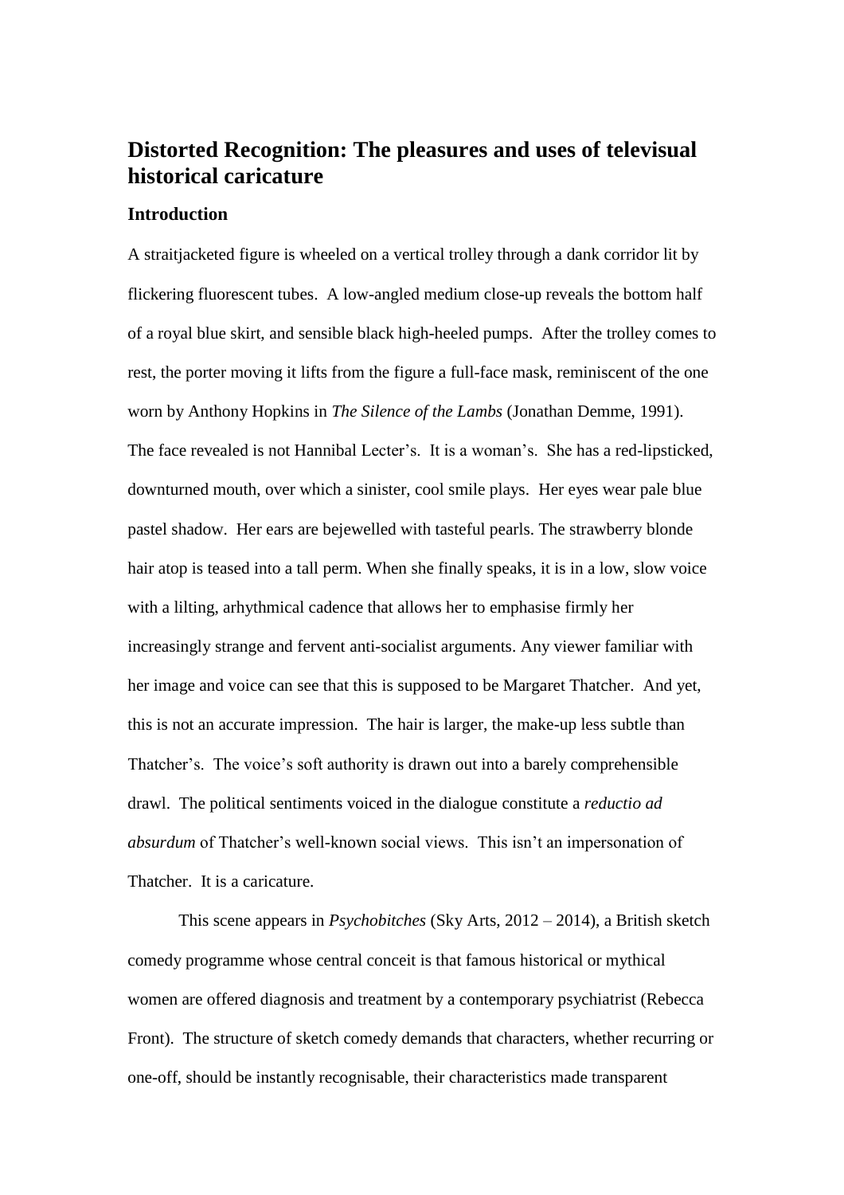# Distorted Recognition: The pleasures and uses of televisual historical caricature

## Introduction

A straitjacketed figure is wheeled on a vertical trolley through a dank corridor lit by flickering fluorescent tubes. A low-angled medium close-up reveals the bottom half of a royal blue skirt, and sensible black high-heeled pumps. After the trolley comes to rest, the porter moving it lifts from the figure a full-face mask, reminiscent of the one worn by Anthony Hopkins in *The Silence of the Lambs* (Jonathan Demme, 1991). The face revealed is not Hannibal Lecter's. It is a woman's. She has a red-lipsticked, downturned mouth, over which a sinister, cool smile plays. Her eyes wear pale blue pastel shadow. Her ears are bejewelled with tasteful pearls. The strawberry blonde hair atop is teased into a tall perm. When she finally speaks, it is in a low, slow voice with a lilting, arhythmical cadence that allows her to emphasise firmly her increasingly strange and fervent anti-socialist arguments. Any viewer familiar with her image and voice can see that this is supposed to be Margaret Thatcher. And yet, this is not an accurate impression. The hair is larger, the make-up less subtle than Thatcher's. The voice's soft authority is drawn out into a barely comprehensible drawl. The political sentiments voiced in the dialogue constitute a *reductio ad absurdum* of Thatcher's well-known social views. This isn't an impersonation of Thatcher. It is a caricature.

This scene appears in *Psychobitches* (Sky Arts, 2012 – 2014), a British sketch comedy programme whose central conceit is that famous historical or mythical women are offered diagnosis and treatment by a contemporary psychiatrist (Rebecca Front). The structure of sketch comedy demands that characters, whether recurring or one-off, should be instantly recognisable, their characteristics made transparent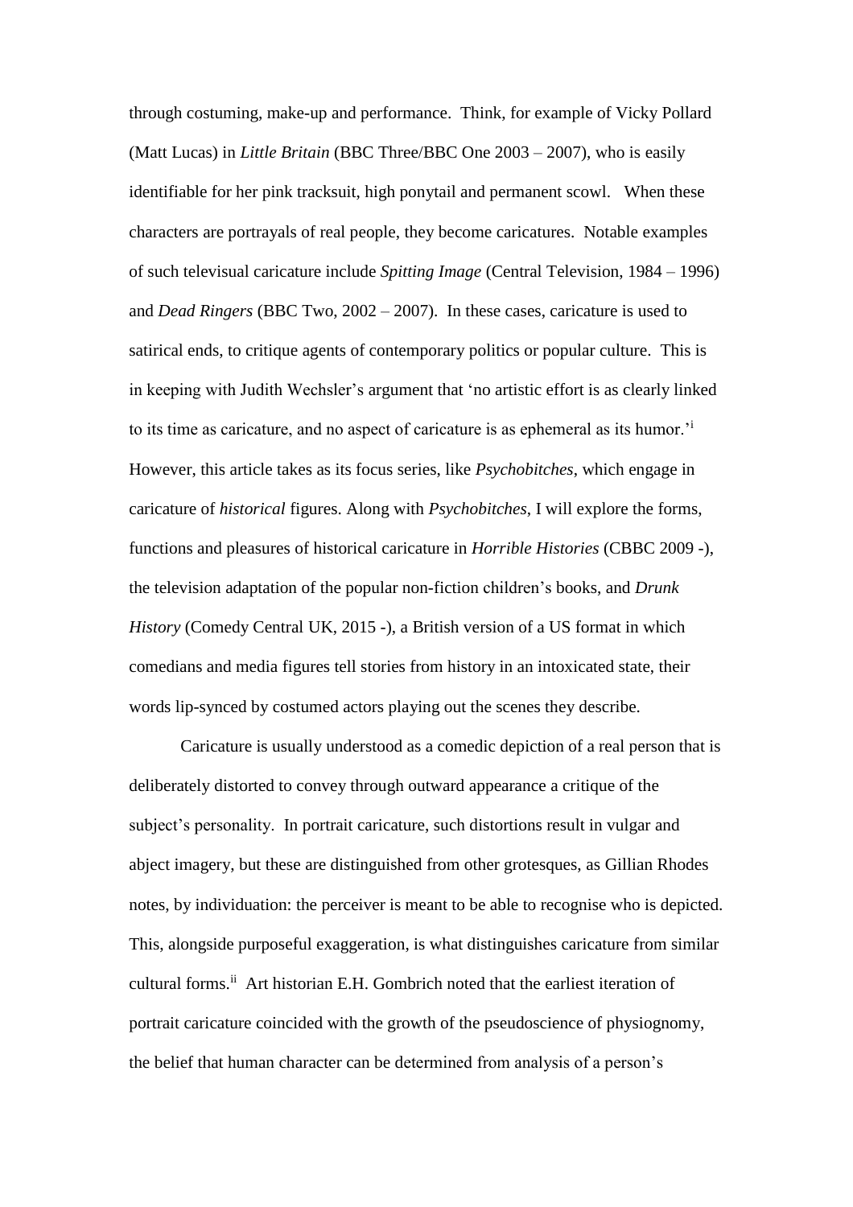through costuming, make-up and performance. Think, for example of Vicky Pollard (Matt Lucas) in *Little Britain* (BBC Three/BBC One 2003 – 2007), who is easily identifiable for her pink tracksuit, high ponytail and permanent scowl. When these characters are portrayals of real people, they become caricatures. Notable examples of such televisual caricature include *Spitting Image* (Central Television, 1984 – 1996) and *Dead Ringers* (BBC Two, 2002 – 2007). In these cases, caricature is used to satirical ends, to critique agents of contemporary politics or popular culture. This is in keeping with Judith Wechsler's argument that 'no artistic effort is as clearly linked to its time as caricature, and no aspect of caricature is as ephemeral as its humor.'[i] However, this article takes as its focus series, like *Psychobitches*, which engage in caricature of *historical* figures. Along with *Psychobitches*, I will explore the forms, functions and pleasures of historical caricature in *Horrible Histories* (CBBC 2009 -), the television adaptation of the popular non-fiction children's books, and *Drunk History* (Comedy Central UK, 2015 -), a British version of a US format in which comedians and media figures tell stories from history in an intoxicated state, their words lip-synced by costumed actors playing out the scenes they describe.

Caricature is usually understood as a comedic depiction of a real person that is deliberately distorted to convey through outward appearance a critique of the subject's personality. In portrait caricature, such distortions result in vulgar and abject imagery, but these are distinguished from other grotesques, as Gillian Rhodes notes, by individuation: the perceiver is meant to be able to recognise who is depicted. This, alongside purposeful exaggeration, is what distinguishes caricature from similar cultural forms.[ii] Art historian E.H. Gombrich noted that the earliest iteration of portrait caricature coincided with the growth of the pseudoscience of physiognomy, the belief that human character can be determined from analysis of a person's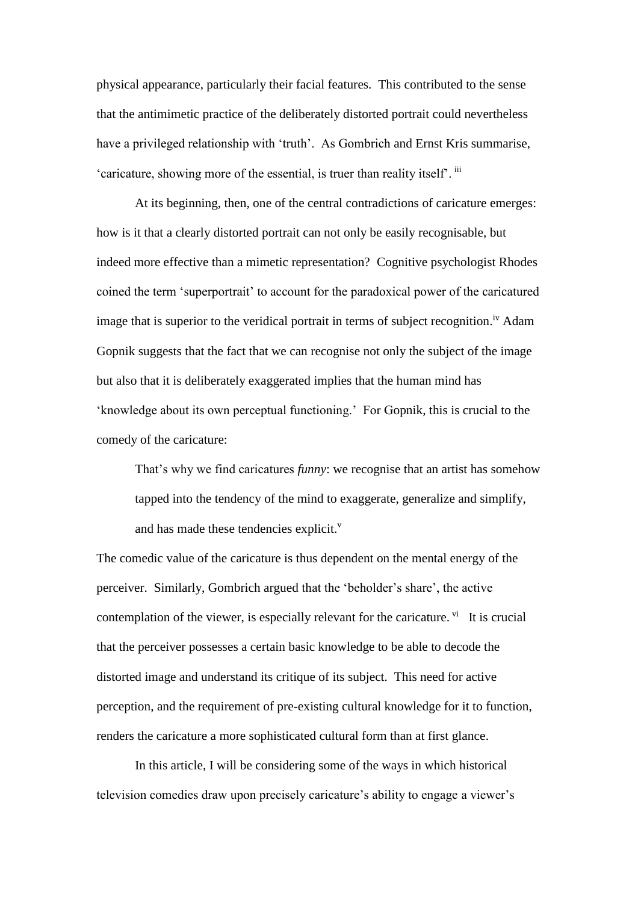physical appearance, particularly their facial features. This contributed to the sense that the antimimetic practice of the deliberately distorted portrait could nevertheless have a privileged relationship with 'truth'. As Gombrich and Ernst Kris summarise, 'caricature, showing more of the essential, is truer than reality itself'. [iii]

At its beginning, then, one of the central contradictions of caricature emerges: how is it that a clearly distorted portrait can not only be easily recognisable, but indeed more effective than a mimetic representation? Cognitive psychologist Rhodes coined the term 'superportrait' to account for the paradoxical power of the caricatured image that is superior to the veridical portrait in terms of subject recognition.[iv] Adam Gopnik suggests that the fact that we can recognise not only the subject of the image but also that it is deliberately exaggerated implies that the human mind has 'knowledge about its own perceptual functioning.' For Gopnik, this is crucial to the comedy of the caricature:

> That's why we find caricatures *funny*: we recognise that an artist has somehow tapped into the tendency of the mind to exaggerate, generalize and simplify, and has made these tendencies explicit.[v]

The comedic value of the caricature is thus dependent on the mental energy of the perceiver. Similarly, Gombrich argued that the 'beholder's share', the active contemplation of the viewer, is especially relevant for the caricature. [vi] It is crucial that the perceiver possesses a certain basic knowledge to be able to decode the distorted image and understand its critique of its subject. This need for active perception, and the requirement of pre-existing cultural knowledge for it to function, renders the caricature a more sophisticated cultural form than at first glance.

In this article, I will be considering some of the ways in which historical television comedies draw upon precisely caricature's ability to engage a viewer's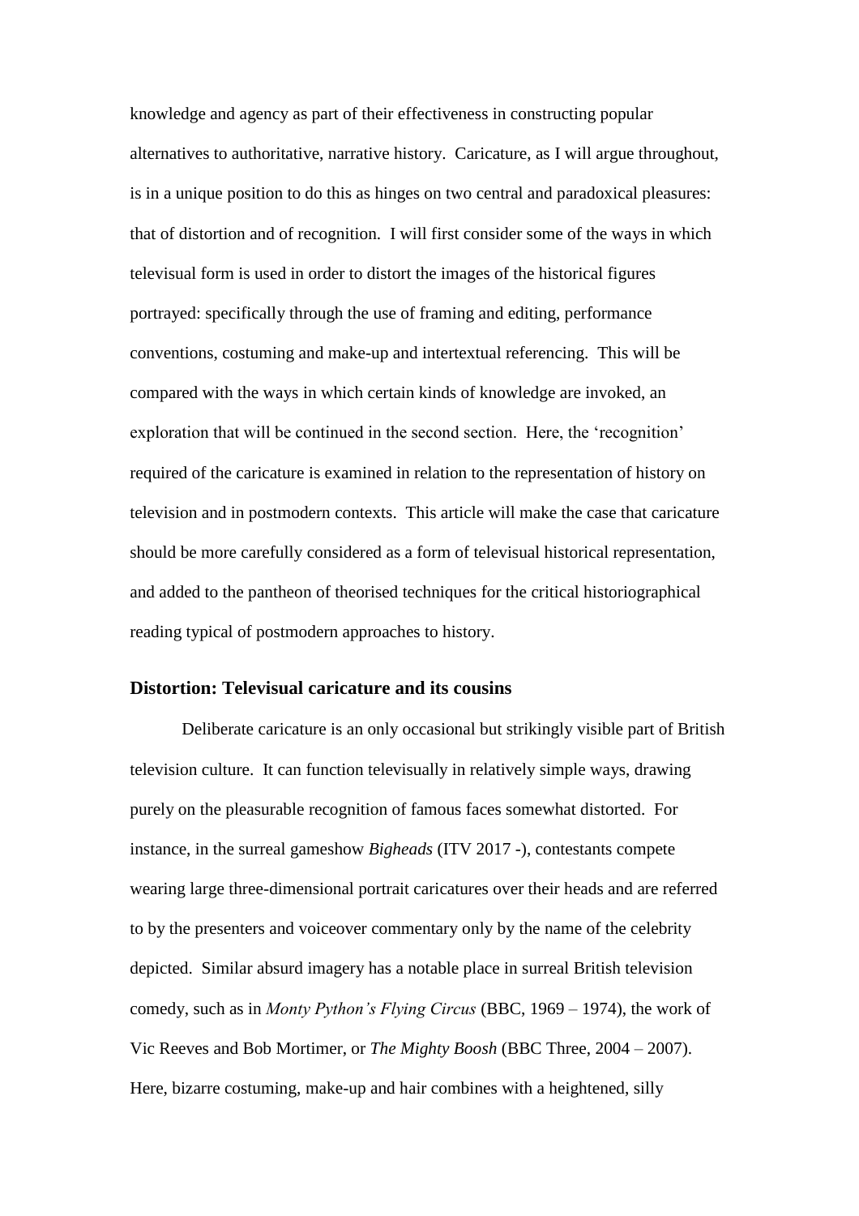knowledge and agency as part of their effectiveness in constructing popular alternatives to authoritative, narrative history. Caricature, as I will argue throughout, is in a unique position to do this as hinges on two central and paradoxical pleasures: that of distortion and of recognition. I will first consider some of the ways in which televisual form is used in order to distort the images of the historical figures portrayed: specifically through the use of framing and editing, performance conventions, costuming and make-up and intertextual referencing. This will be compared with the ways in which certain kinds of knowledge are invoked, an exploration that will be continued in the second section. Here, the 'recognition' required of the caricature is examined in relation to the representation of history on television and in postmodern contexts. This article will make the case that caricature should be more carefully considered as a form of televisual historical representation, and added to the pantheon of theorised techniques for the critical historiographical reading typical of postmodern approaches to history.

## Distortion: Televisual caricature and its cousins

Deliberate caricature is an only occasional but strikingly visible part of British television culture. It can function televisually in relatively simple ways, drawing purely on the pleasurable recognition of famous faces somewhat distorted. For instance, in the surreal gameshow *Bigheads* (ITV 2017 -), contestants compete wearing large three-dimensional portrait caricatures over their heads and are referred to by the presenters and voiceover commentary only by the name of the celebrity depicted. Similar absurd imagery has a notable place in surreal British television comedy, such as in *Monty Python's Flying Circus* (BBC, 1969 – 1974), the work of Vic Reeves and Bob Mortimer, or *The Mighty Boosh* (BBC Three, 2004 – 2007). Here, bizarre costuming, make-up and hair combines with a heightened, silly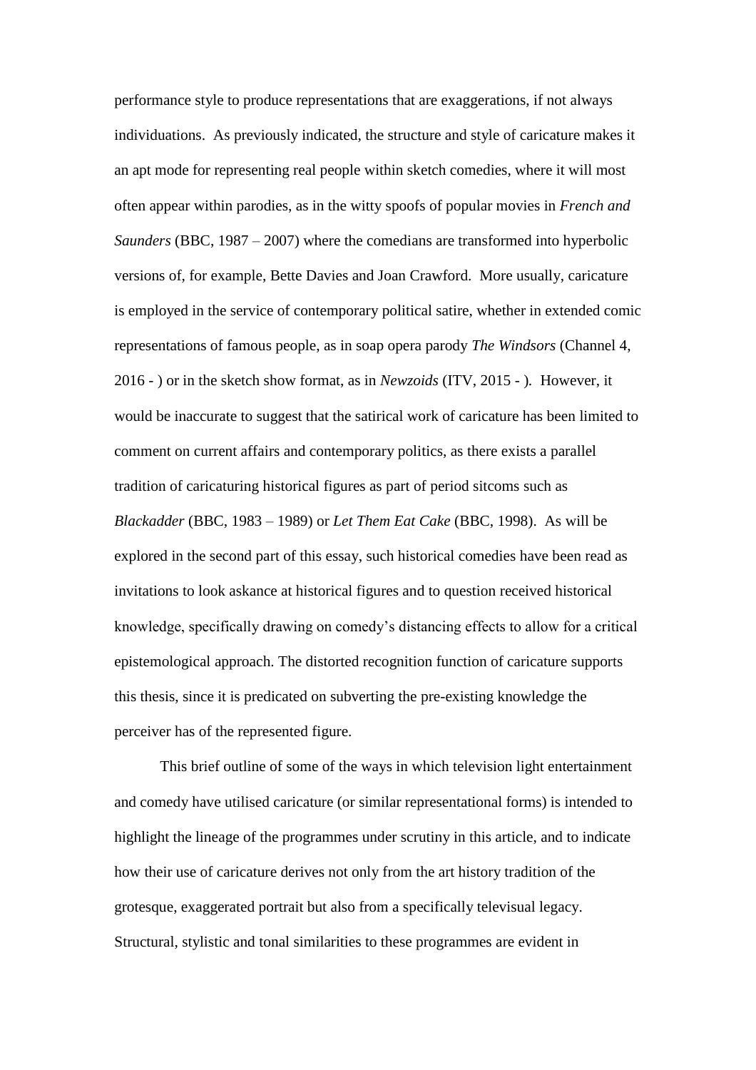performance style to produce representations that are exaggerations, if not always individuations. As previously indicated, the structure and style of caricature makes it an apt mode for representing real people within sketch comedies, where it will most often appear within parodies, as in the witty spoofs of popular movies in *French and Saunders* (BBC, 1987 – 2007) where the comedians are transformed into hyperbolic versions of, for example, Bette Davies and Joan Crawford. More usually, caricature is employed in the service of contemporary political satire, whether in extended comic representations of famous people, as in soap opera parody *The Windsors* (Channel 4, 2016 - ) or in the sketch show format, as in *Newzoids* (ITV, 2015 - ). However, it would be inaccurate to suggest that the satirical work of caricature has been limited to comment on current affairs and contemporary politics, as there exists a parallel tradition of caricaturing historical figures as part of period sitcoms such as *Blackadder* (BBC, 1983 – 1989) or *Let Them Eat Cake* (BBC, 1998). As will be explored in the second part of this essay, such historical comedies have been read as invitations to look askance at historical figures and to question received historical knowledge, specifically drawing on comedy's distancing effects to allow for a critical epistemological approach. The distorted recognition function of caricature supports this thesis, since it is predicated on subverting the pre-existing knowledge the perceiver has of the represented figure.

This brief outline of some of the ways in which television light entertainment and comedy have utilised caricature (or similar representational forms) is intended to highlight the lineage of the programmes under scrutiny in this article, and to indicate how their use of caricature derives not only from the art history tradition of the grotesque, exaggerated portrait but also from a specifically televisual legacy. Structural, stylistic and tonal similarities to these programmes are evident in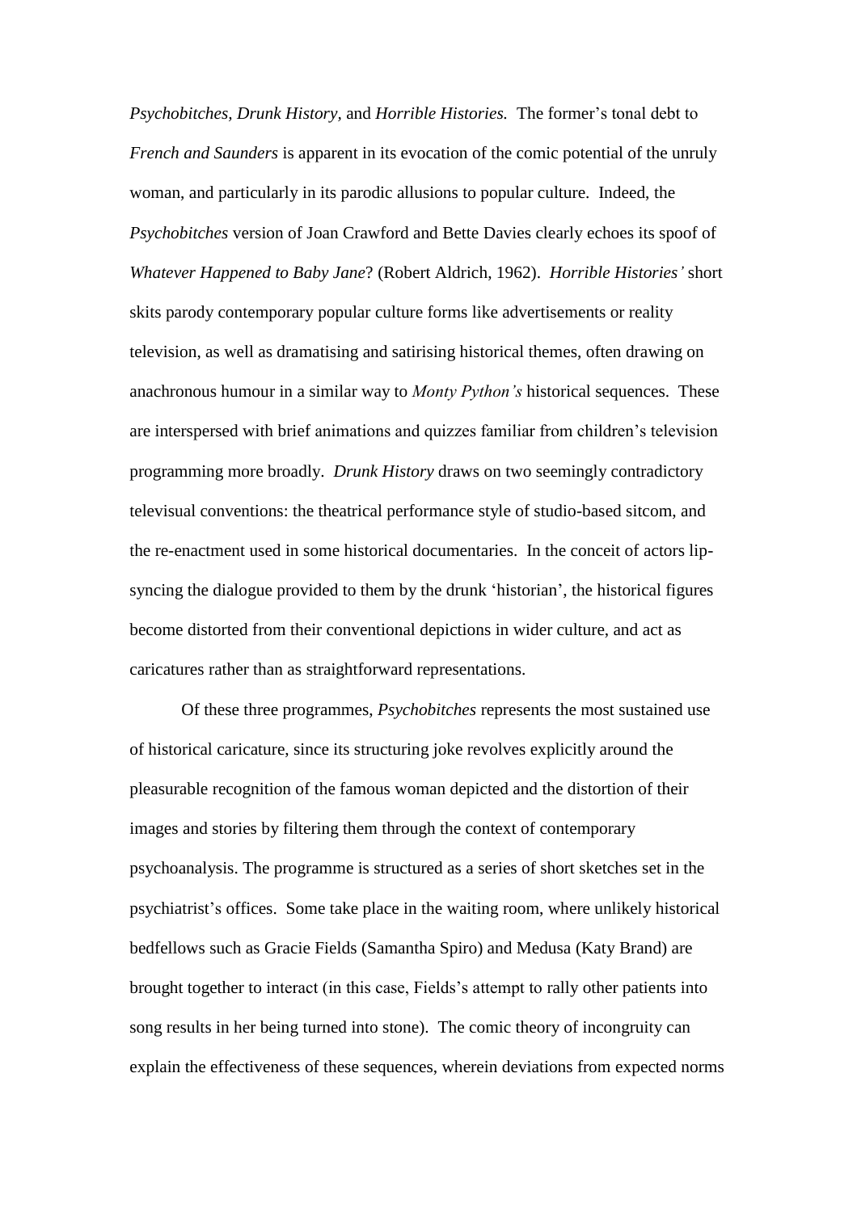*Psychobitches, Drunk History*, and *Horrible Histories.* The former's tonal debt to *French and Saunders* is apparent in its evocation of the comic potential of the unruly woman, and particularly in its parodic allusions to popular culture. Indeed, the *Psychobitches* version of Joan Crawford and Bette Davies clearly echoes its spoof of *Whatever Happened to Baby Jane*? (Robert Aldrich, 1962). *Horrible Histories'* short skits parody contemporary popular culture forms like advertisements or reality television, as well as dramatising and satirising historical themes, often drawing on anachronous humour in a similar way to *Monty Python's* historical sequences. These are interspersed with brief animations and quizzes familiar from children's television programming more broadly. *Drunk History* draws on two seemingly contradictory televisual conventions: the theatrical performance style of studio-based sitcom, and the re-enactment used in some historical documentaries. In the conceit of actors lip-syncing the dialogue provided to them by the drunk 'historian', the historical figures become distorted from their conventional depictions in wider culture, and act as caricatures rather than as straightforward representations.

Of these three programmes, *Psychobitches* represents the most sustained use of historical caricature, since its structuring joke revolves explicitly around the pleasurable recognition of the famous woman depicted and the distortion of their images and stories by filtering them through the context of contemporary psychoanalysis. The programme is structured as a series of short sketches set in the psychiatrist's offices. Some take place in the waiting room, where unlikely historical bedfellows such as Gracie Fields (Samantha Spiro) and Medusa (Katy Brand) are brought together to interact (in this case, Fields's attempt to rally other patients into song results in her being turned into stone). The comic theory of incongruity can explain the effectiveness of these sequences, wherein deviations from expected norms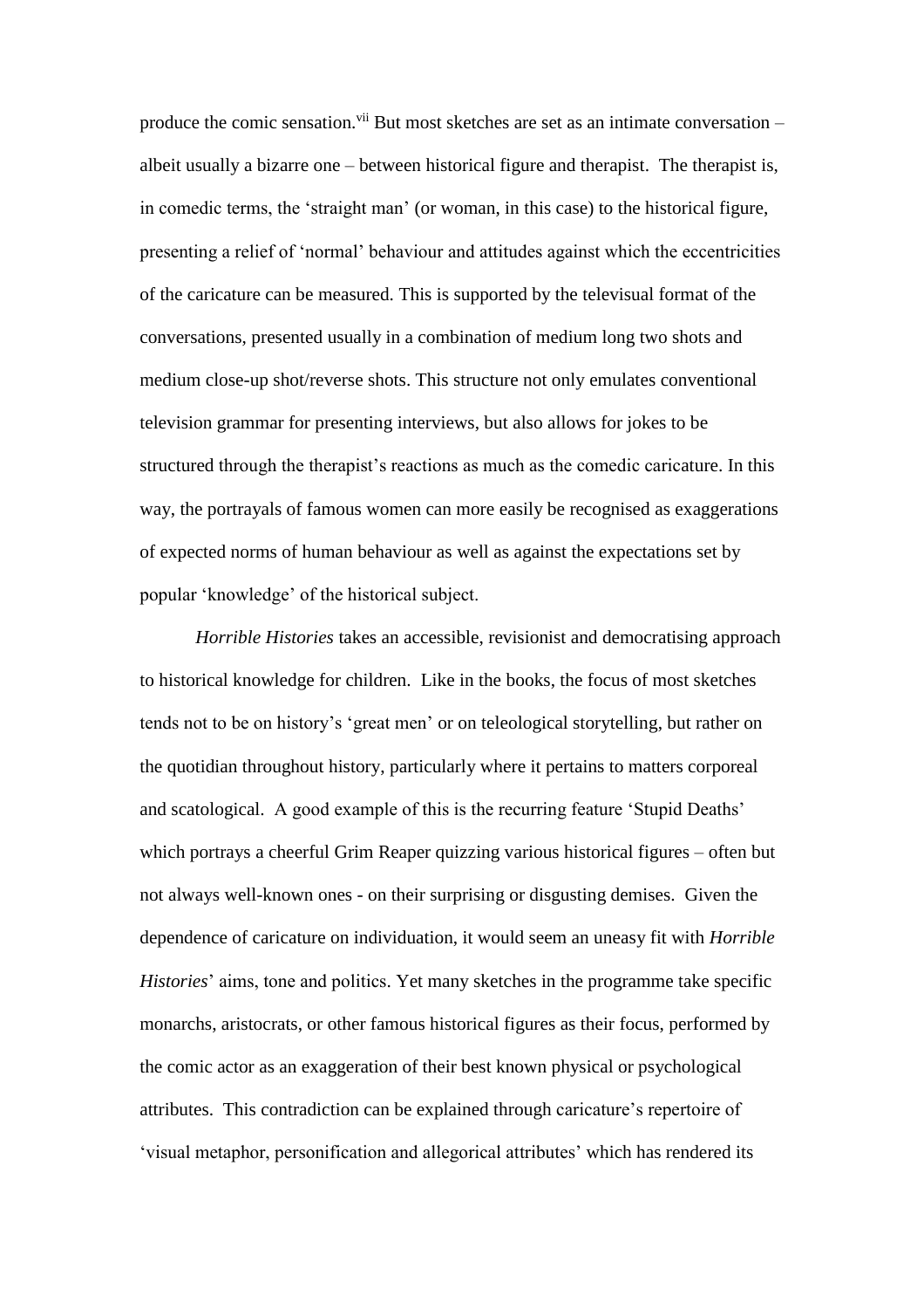produce the comic sensation.[vii] But most sketches are set as an intimate conversation – albeit usually a bizarre one – between historical figure and therapist. The therapist is, in comedic terms, the 'straight man' (or woman, in this case) to the historical figure, presenting a relief of 'normal' behaviour and attitudes against which the eccentricities of the caricature can be measured. This is supported by the televisual format of the conversations, presented usually in a combination of medium long two shots and medium close-up shot/reverse shots. This structure not only emulates conventional television grammar for presenting interviews, but also allows for jokes to be structured through the therapist's reactions as much as the comedic caricature. In this way, the portrayals of famous women can more easily be recognised as exaggerations of expected norms of human behaviour as well as against the expectations set by popular 'knowledge' of the historical subject.

*Horrible Histories* takes an accessible, revisionist and democratising approach to historical knowledge for children. Like in the books, the focus of most sketches tends not to be on history's 'great men' or on teleological storytelling, but rather on the quotidian throughout history, particularly where it pertains to matters corporeal and scatological. A good example of this is the recurring feature 'Stupid Deaths' which portrays a cheerful Grim Reaper quizzing various historical figures – often but not always well-known ones - on their surprising or disgusting demises. Given the dependence of caricature on individuation, it would seem an uneasy fit with *Horrible Histories*' aims, tone and politics. Yet many sketches in the programme take specific monarchs, aristocrats, or other famous historical figures as their focus, performed by the comic actor as an exaggeration of their best known physical or psychological attributes. This contradiction can be explained through caricature's repertoire of 'visual metaphor, personification and allegorical attributes' which has rendered its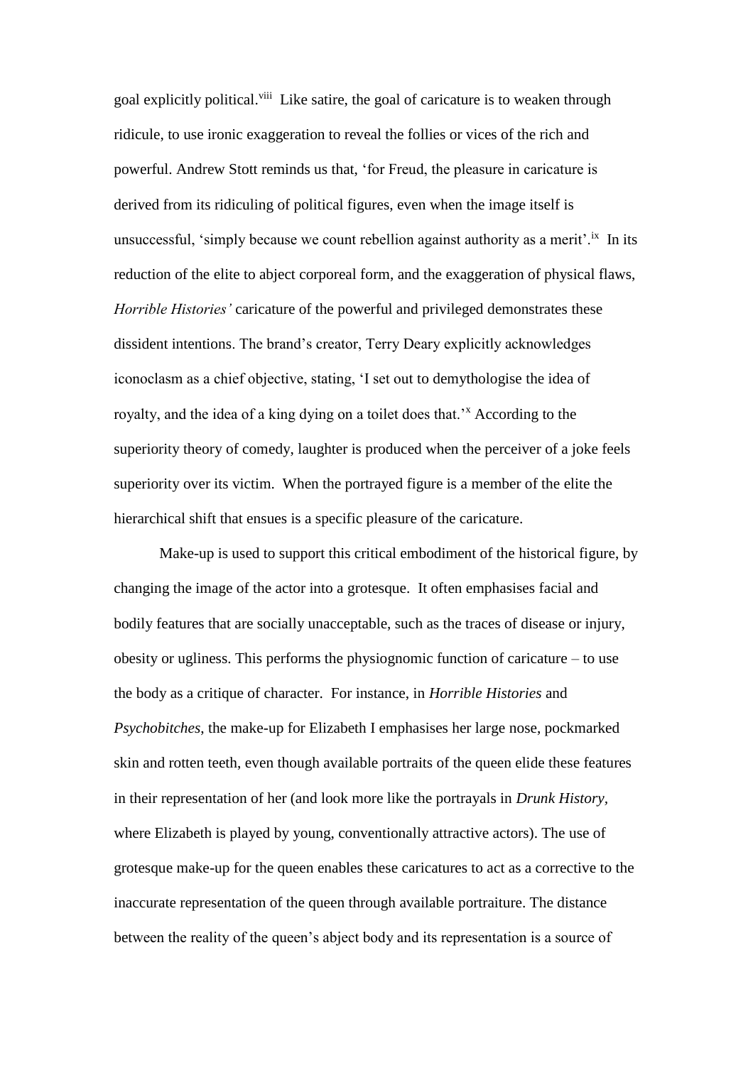goal explicitly political.[viii] Like satire, the goal of caricature is to weaken through ridicule, to use ironic exaggeration to reveal the follies or vices of the rich and powerful. Andrew Stott reminds us that, 'for Freud, the pleasure in caricature is derived from its ridiculing of political figures, even when the image itself is unsuccessful, 'simply because we count rebellion against authority as a merit'.[ix] In its reduction of the elite to abject corporeal form, and the exaggeration of physical flaws, *Horrible Histories'* caricature of the powerful and privileged demonstrates these dissident intentions. The brand's creator, Terry Deary explicitly acknowledges iconoclasm as a chief objective, stating, 'I set out to demythologise the idea of royalty, and the idea of a king dying on a toilet does that.'[x] According to the superiority theory of comedy, laughter is produced when the perceiver of a joke feels superiority over its victim. When the portrayed figure is a member of the elite the hierarchical shift that ensues is a specific pleasure of the caricature.

Make-up is used to support this critical embodiment of the historical figure, by changing the image of the actor into a grotesque. It often emphasises facial and bodily features that are socially unacceptable, such as the traces of disease or injury, obesity or ugliness. This performs the physiognomic function of caricature – to use the body as a critique of character. For instance, in *Horrible Histories* and *Psychobitches*, the make-up for Elizabeth I emphasises her large nose, pockmarked skin and rotten teeth, even though available portraits of the queen elide these features in their representation of her (and look more like the portrayals in *Drunk History*, where Elizabeth is played by young, conventionally attractive actors). The use of grotesque make-up for the queen enables these caricatures to act as a corrective to the inaccurate representation of the queen through available portraiture. The distance between the reality of the queen's abject body and its representation is a source of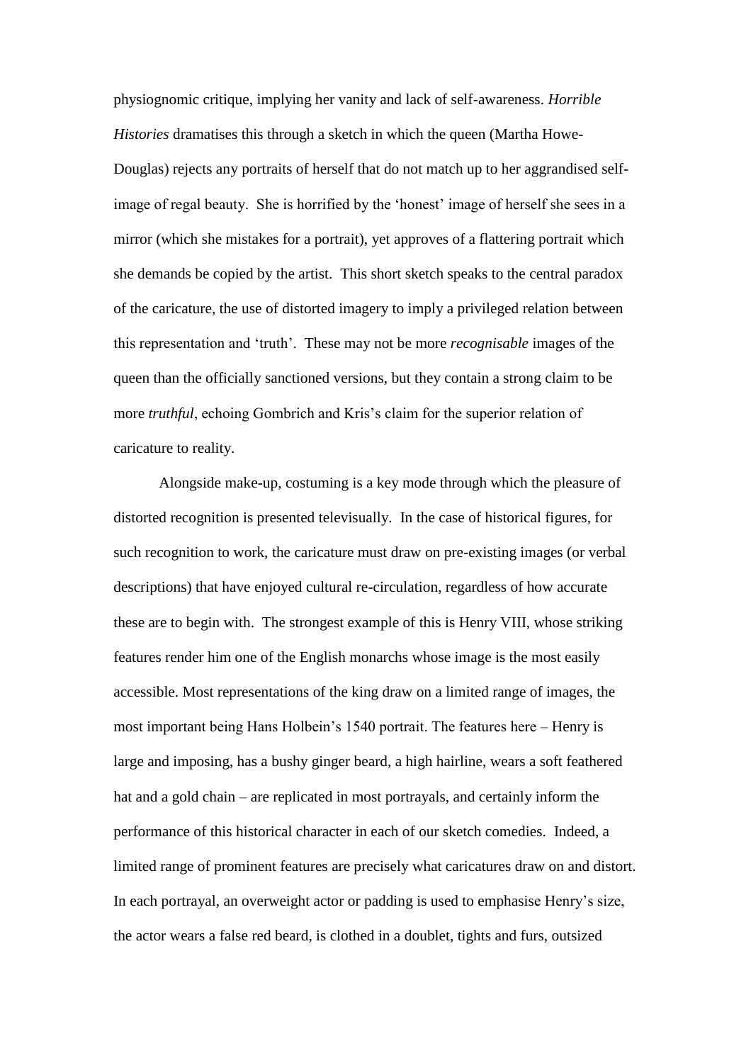physiognomic critique, implying her vanity and lack of self-awareness. *Horrible Histories* dramatises this through a sketch in which the queen (Martha Howe-Douglas) rejects any portraits of herself that do not match up to her aggrandised self-image of regal beauty. She is horrified by the 'honest' image of herself she sees in a mirror (which she mistakes for a portrait), yet approves of a flattering portrait which she demands be copied by the artist. This short sketch speaks to the central paradox of the caricature, the use of distorted imagery to imply a privileged relation between this representation and 'truth'. These may not be more *recognisable* images of the queen than the officially sanctioned versions, but they contain a strong claim to be more *truthful*, echoing Gombrich and Kris's claim for the superior relation of caricature to reality.

Alongside make-up, costuming is a key mode through which the pleasure of distorted recognition is presented televisually. In the case of historical figures, for such recognition to work, the caricature must draw on pre-existing images (or verbal descriptions) that have enjoyed cultural re-circulation, regardless of how accurate these are to begin with. The strongest example of this is Henry VIII, whose striking features render him one of the English monarchs whose image is the most easily accessible. Most representations of the king draw on a limited range of images, the most important being Hans Holbein's 1540 portrait. The features here – Henry is large and imposing, has a bushy ginger beard, a high hairline, wears a soft feathered hat and a gold chain – are replicated in most portrayals, and certainly inform the performance of this historical character in each of our sketch comedies. Indeed, a limited range of prominent features are precisely what caricatures draw on and distort. In each portrayal, an overweight actor or padding is used to emphasise Henry's size, the actor wears a false red beard, is clothed in a doublet, tights and furs, outsized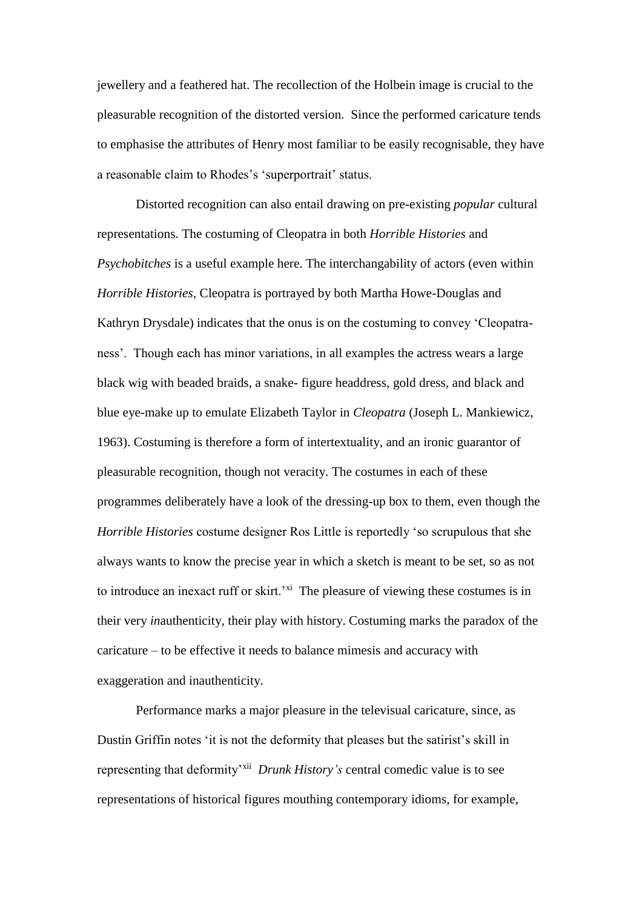jewellery and a feathered hat. The recollection of the Holbein image is crucial to the pleasurable recognition of the distorted version. Since the performed caricature tends to emphasise the attributes of Henry most familiar to be easily recognisable, they have a reasonable claim to Rhodes's 'superportrait' status.

Distorted recognition can also entail drawing on pre-existing *popular* cultural representations. The costuming of Cleopatra in both *Horrible Histories* and *Psychobitches* is a useful example here. The interchangability of actors (even within *Horrible Histories*, Cleopatra is portrayed by both Martha Howe-Douglas and Kathryn Drysdale) indicates that the onus is on the costuming to convey 'Cleopatra-ness'. Though each has minor variations, in all examples the actress wears a large black wig with beaded braids, a snake- figure headdress, gold dress, and black and blue eye-make up to emulate Elizabeth Taylor in *Cleopatra* (Joseph L. Mankiewicz, 1963). Costuming is therefore a form of intertextuality, and an ironic guarantor of pleasurable recognition, though not veracity. The costumes in each of these programmes deliberately have a look of the dressing-up box to them, even though the *Horrible Histories* costume designer Ros Little is reportedly 'so scrupulous that she always wants to know the precise year in which a sketch is meant to be set, so as not to introduce an inexact ruff or skirt.'[xi] The pleasure of viewing these costumes is in their very *in*authenticity, their play with history. Costuming marks the paradox of the caricature – to be effective it needs to balance mimesis and accuracy with exaggeration and inauthenticity.

Performance marks a major pleasure in the televisual caricature, since, as Dustin Griffin notes 'it is not the deformity that pleases but the satirist's skill in representing that deformity'[xii] *Drunk History's* central comedic value is to see representations of historical figures mouthing contemporary idioms, for example,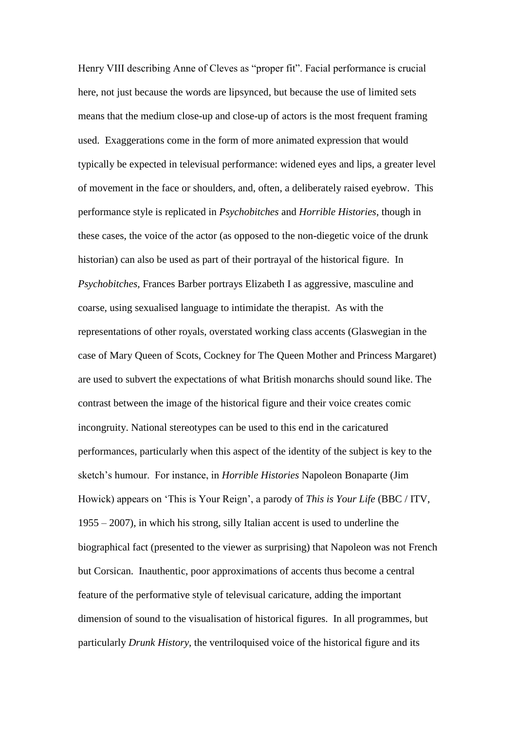Henry VIII describing Anne of Cleves as “proper fit”. Facial performance is crucial here, not just because the words are lipsynced, but because the use of limited sets means that the medium close-up and close-up of actors is the most frequent framing used. Exaggerations come in the form of more animated expression that would typically be expected in televisual performance: widened eyes and lips, a greater level of movement in the face or shoulders, and, often, a deliberately raised eyebrow. This performance style is replicated in *Psychobitches* and *Horrible Histories*, though in these cases, the voice of the actor (as opposed to the non-diegetic voice of the drunk historian) can also be used as part of their portrayal of the historical figure. In *Psychobitches,* Frances Barber portrays Elizabeth I as aggressive, masculine and coarse, using sexualised language to intimidate the therapist. As with the representations of other royals, overstated working class accents (Glaswegian in the case of Mary Queen of Scots, Cockney for The Queen Mother and Princess Margaret) are used to subvert the expectations of what British monarchs should sound like. The contrast between the image of the historical figure and their voice creates comic incongruity. National stereotypes can be used to this end in the caricatured performances, particularly when this aspect of the identity of the subject is key to the sketch’s humour. For instance, in *Horrible Histories* Napoleon Bonaparte (Jim Howick) appears on ‘This is Your Reign’, a parody of *This is Your Life* (BBC / ITV, 1955 – 2007), in which his strong, silly Italian accent is used to underline the biographical fact (presented to the viewer as surprising) that Napoleon was not French but Corsican. Inauthentic, poor approximations of accents thus become a central feature of the performative style of televisual caricature, adding the important dimension of sound to the visualisation of historical figures. In all programmes, but particularly *Drunk History,* the ventriloquised voice of the historical figure and its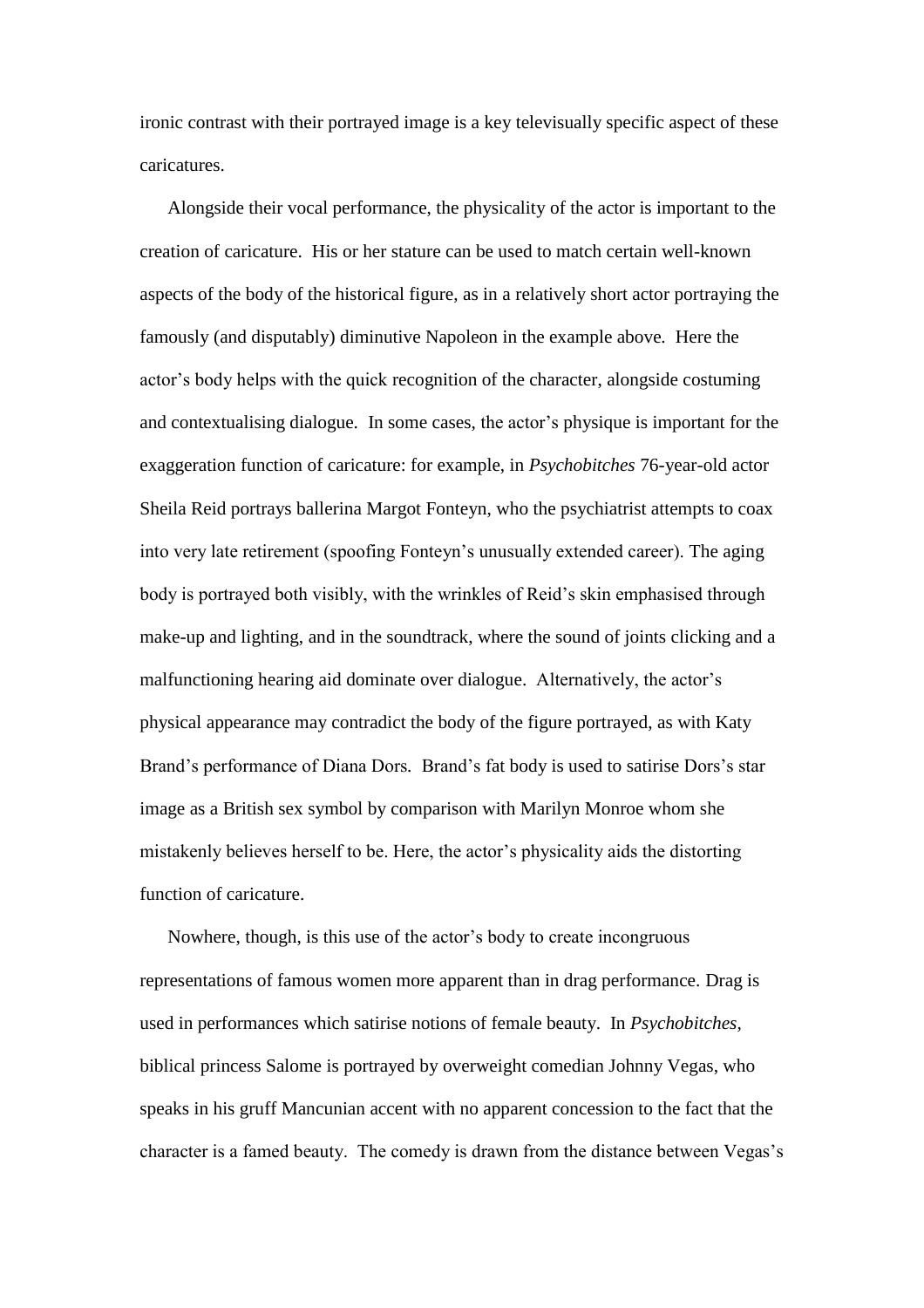ironic contrast with their portrayed image is a key televisually specific aspect of these caricatures.

Alongside their vocal performance, the physicality of the actor is important to the creation of caricature. His or her stature can be used to match certain well-known aspects of the body of the historical figure, as in a relatively short actor portraying the famously (and disputably) diminutive Napoleon in the example above. Here the actor's body helps with the quick recognition of the character, alongside costuming and contextualising dialogue. In some cases, the actor's physique is important for the exaggeration function of caricature: for example, in *Psychobitches* 76-year-old actor Sheila Reid portrays ballerina Margot Fonteyn, who the psychiatrist attempts to coax into very late retirement (spoofing Fonteyn's unusually extended career). The aging body is portrayed both visibly, with the wrinkles of Reid's skin emphasised through make-up and lighting, and in the soundtrack, where the sound of joints clicking and a malfunctioning hearing aid dominate over dialogue. Alternatively, the actor's physical appearance may contradict the body of the figure portrayed, as with Katy Brand's performance of Diana Dors. Brand's fat body is used to satirise Dors's star image as a British sex symbol by comparison with Marilyn Monroe whom she mistakenly believes herself to be. Here, the actor's physicality aids the distorting function of caricature.

Nowhere, though, is this use of the actor's body to create incongruous representations of famous women more apparent than in drag performance. Drag is used in performances which satirise notions of female beauty. In *Psychobitches*, biblical princess Salome is portrayed by overweight comedian Johnny Vegas, who speaks in his gruff Mancunian accent with no apparent concession to the fact that the character is a famed beauty. The comedy is drawn from the distance between Vegas's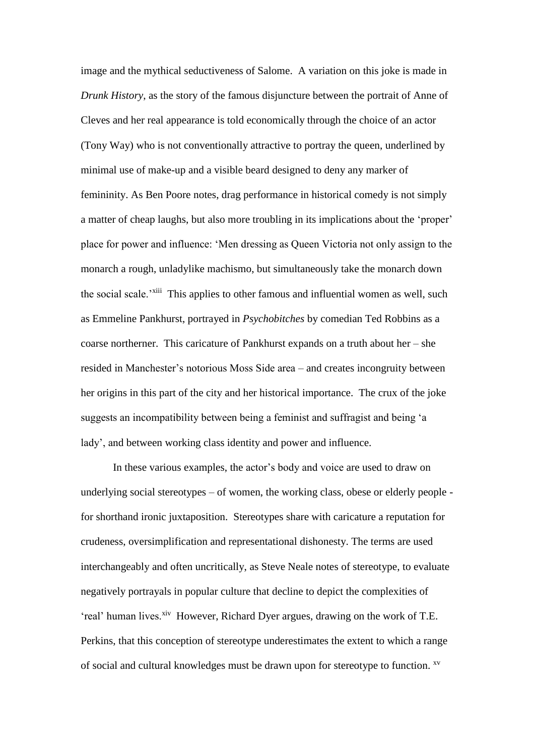image and the mythical seductiveness of Salome. A variation on this joke is made in *Drunk History*, as the story of the famous disjuncture between the portrait of Anne of Cleves and her real appearance is told economically through the choice of an actor (Tony Way) who is not conventionally attractive to portray the queen, underlined by minimal use of make-up and a visible beard designed to deny any marker of femininity. As Ben Poore notes, drag performance in historical comedy is not simply a matter of cheap laughs, but also more troubling in its implications about the 'proper' place for power and influence: 'Men dressing as Queen Victoria not only assign to the monarch a rough, unladylike machismo, but simultaneously take the monarch down the social scale.'[xiii] This applies to other famous and influential women as well, such as Emmeline Pankhurst, portrayed in *Psychobitches* by comedian Ted Robbins as a coarse northerner. This caricature of Pankhurst expands on a truth about her – she resided in Manchester's notorious Moss Side area – and creates incongruity between her origins in this part of the city and her historical importance. The crux of the joke suggests an incompatibility between being a feminist and suffragist and being 'a lady', and between working class identity and power and influence.

In these various examples, the actor's body and voice are used to draw on underlying social stereotypes – of women, the working class, obese or elderly people - for shorthand ironic juxtaposition. Stereotypes share with caricature a reputation for crudeness, oversimplification and representational dishonesty. The terms are used interchangeably and often uncritically, as Steve Neale notes of stereotype, to evaluate negatively portrayals in popular culture that decline to depict the complexities of 'real' human lives.[xiv] However, Richard Dyer argues, drawing on the work of T.E. Perkins, that this conception of stereotype underestimates the extent to which a range of social and cultural knowledges must be drawn upon for stereotype to function. [xv]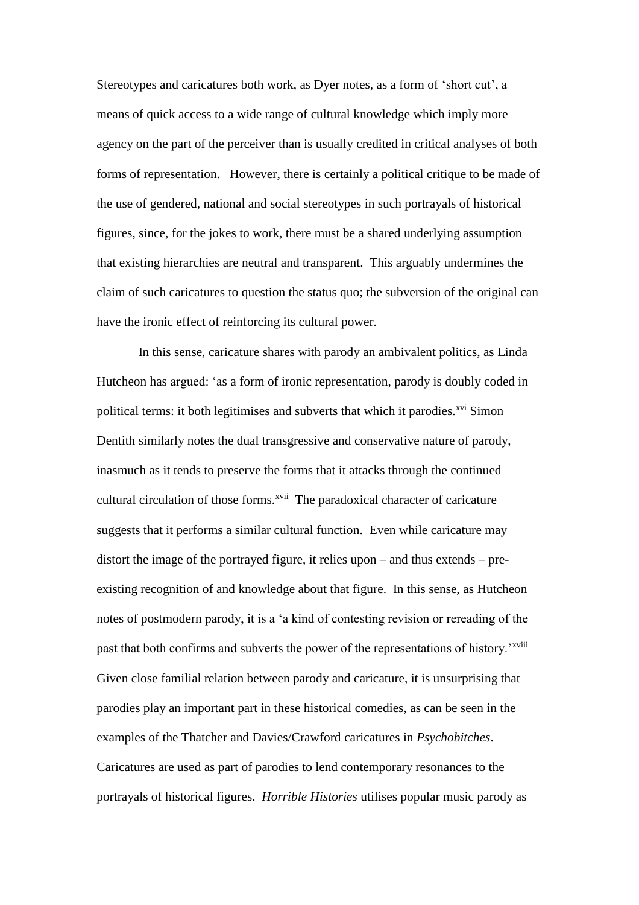Stereotypes and caricatures both work, as Dyer notes, as a form of 'short cut', a means of quick access to a wide range of cultural knowledge which imply more agency on the part of the perceiver than is usually credited in critical analyses of both forms of representation. However, there is certainly a political critique to be made of the use of gendered, national and social stereotypes in such portrayals of historical figures, since, for the jokes to work, there must be a shared underlying assumption that existing hierarchies are neutral and transparent. This arguably undermines the claim of such caricatures to question the status quo; the subversion of the original can have the ironic effect of reinforcing its cultural power.

In this sense, caricature shares with parody an ambivalent politics, as Linda Hutcheon has argued: 'as a form of ironic representation, parody is doubly coded in political terms: it both legitimises and subverts that which it parodies.[xvi] Simon Dentith similarly notes the dual transgressive and conservative nature of parody, inasmuch as it tends to preserve the forms that it attacks through the continued cultural circulation of those forms.[xvii] The paradoxical character of caricature suggests that it performs a similar cultural function. Even while caricature may distort the image of the portrayed figure, it relies upon – and thus extends – pre-existing recognition of and knowledge about that figure. In this sense, as Hutcheon notes of postmodern parody, it is a 'a kind of contesting revision or rereading of the past that both confirms and subverts the power of the representations of history.'[xviii] Given close familial relation between parody and caricature, it is unsurprising that parodies play an important part in these historical comedies, as can be seen in the examples of the Thatcher and Davies/Crawford caricatures in *Psychobitches*. Caricatures are used as part of parodies to lend contemporary resonances to the portrayals of historical figures. *Horrible Histories* utilises popular music parody as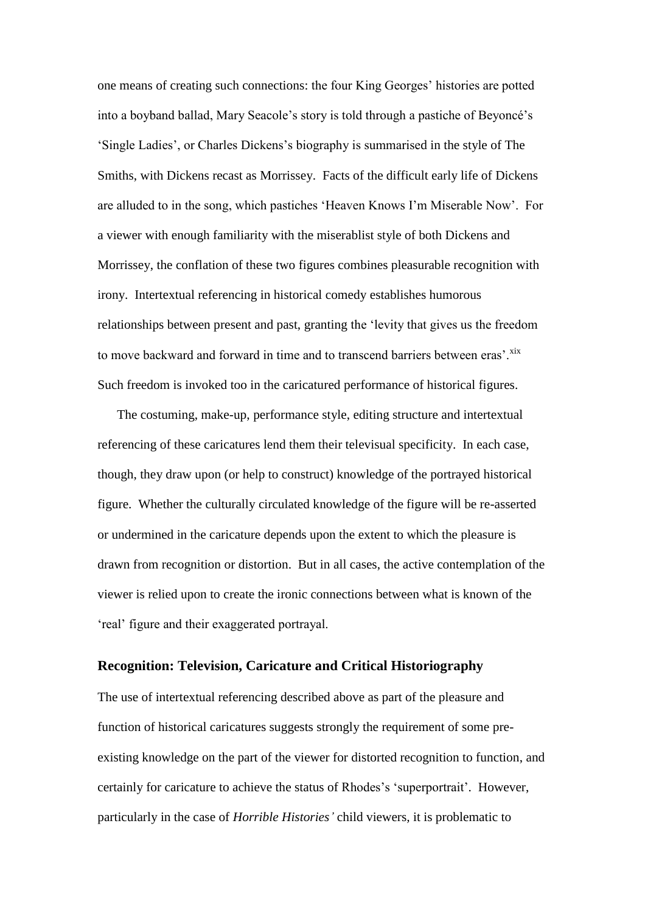one means of creating such connections: the four King Georges' histories are potted into a boyband ballad, Mary Seacole's story is told through a pastiche of Beyoncé's 'Single Ladies', or Charles Dickens's biography is summarised in the style of The Smiths, with Dickens recast as Morrissey. Facts of the difficult early life of Dickens are alluded to in the song, which pastiches 'Heaven Knows I'm Miserable Now'. For a viewer with enough familiarity with the miserablist style of both Dickens and Morrissey, the conflation of these two figures combines pleasurable recognition with irony. Intertextual referencing in historical comedy establishes humorous relationships between present and past, granting the 'levity that gives us the freedom to move backward and forward in time and to transcend barriers between eras'.[xix] Such freedom is invoked too in the caricatured performance of historical figures.

The costuming, make-up, performance style, editing structure and intertextual referencing of these caricatures lend them their televisual specificity. In each case, though, they draw upon (or help to construct) knowledge of the portrayed historical figure. Whether the culturally circulated knowledge of the figure will be re-asserted or undermined in the caricature depends upon the extent to which the pleasure is drawn from recognition or distortion. But in all cases, the active contemplation of the viewer is relied upon to create the ironic connections between what is known of the 'real' figure and their exaggerated portrayal.

## Recognition: Television, Caricature and Critical Historiography

The use of intertextual referencing described above as part of the pleasure and function of historical caricatures suggests strongly the requirement of some pre-existing knowledge on the part of the viewer for distorted recognition to function, and certainly for caricature to achieve the status of Rhodes's 'superportrait'. However, particularly in the case of *Horrible Histories'* child viewers, it is problematic to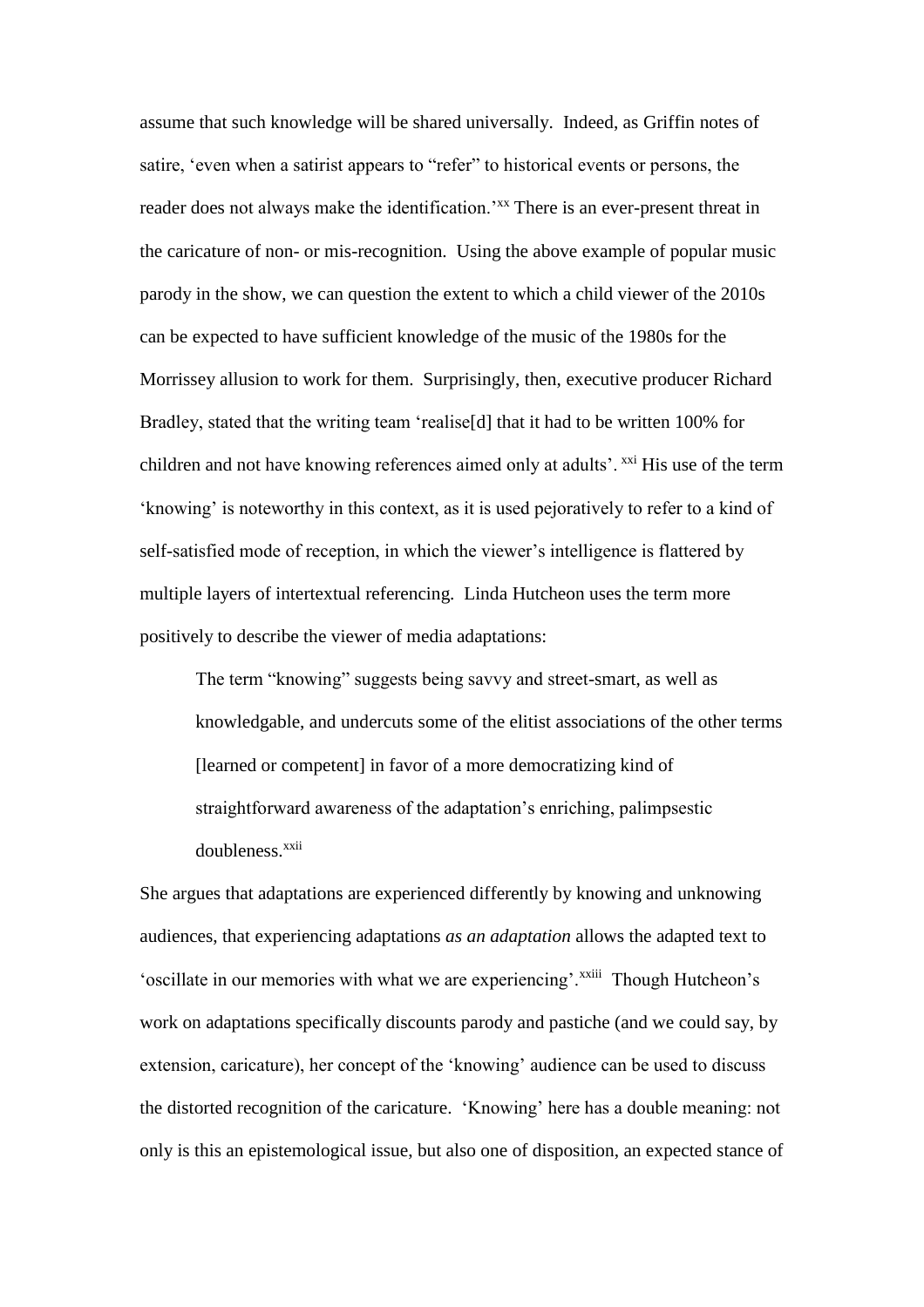assume that such knowledge will be shared universally. Indeed, as Griffin notes of satire, 'even when a satirist appears to "refer" to historical events or persons, the reader does not always make the identification.'[xx] There is an ever-present threat in the caricature of non- or mis-recognition. Using the above example of popular music parody in the show, we can question the extent to which a child viewer of the 2010s can be expected to have sufficient knowledge of the music of the 1980s for the Morrissey allusion to work for them. Surprisingly, then, executive producer Richard Bradley, stated that the writing team 'realise[d] that it had to be written 100% for children and not have knowing references aimed only at adults'.[xxi] His use of the term 'knowing' is noteworthy in this context, as it is used pejoratively to refer to a kind of self-satisfied mode of reception, in which the viewer's intelligence is flattered by multiple layers of intertextual referencing. Linda Hutcheon uses the term more positively to describe the viewer of media adaptations:

> The term "knowing" suggests being savvy and street-smart, as well as knowledgable, and undercuts some of the elitist associations of the other terms [learned or competent] in favor of a more democratizing kind of straightforward awareness of the adaptation's enriching, palimpsestic doubleness.[xxii]

She argues that adaptations are experienced differently by knowing and unknowing audiences, that experiencing adaptations *as an adaptation* allows the adapted text to 'oscillate in our memories with what we are experiencing'.[xxiii] Though Hutcheon's work on adaptations specifically discounts parody and pastiche (and we could say, by extension, caricature), her concept of the 'knowing' audience can be used to discuss the distorted recognition of the caricature. 'Knowing' here has a double meaning: not only is this an epistemological issue, but also one of disposition, an expected stance of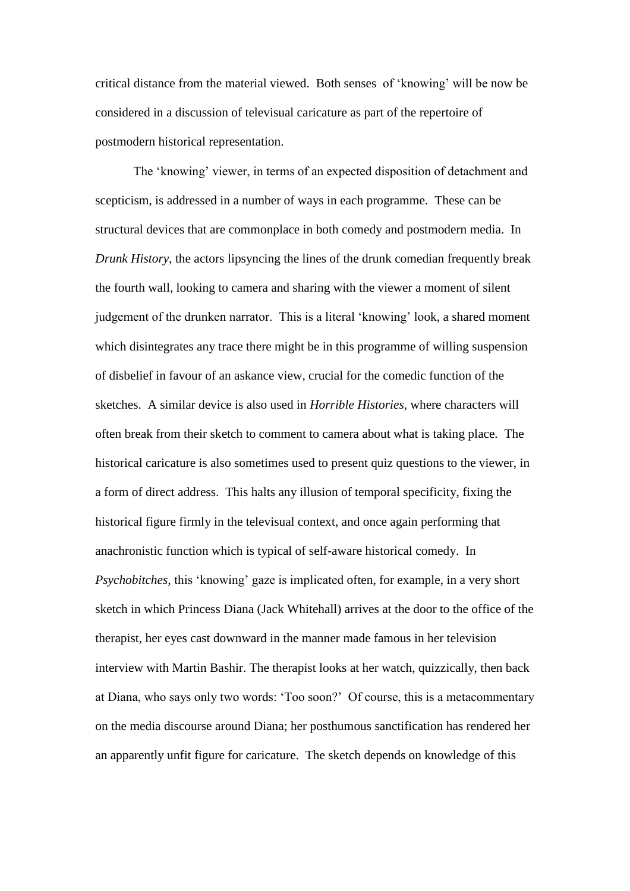critical distance from the material viewed. Both senses of 'knowing' will be now be considered in a discussion of televisual caricature as part of the repertoire of postmodern historical representation.

The 'knowing' viewer, in terms of an expected disposition of detachment and scepticism, is addressed in a number of ways in each programme. These can be structural devices that are commonplace in both comedy and postmodern media. In *Drunk History*, the actors lipsyncing the lines of the drunk comedian frequently break the fourth wall, looking to camera and sharing with the viewer a moment of silent judgement of the drunken narrator. This is a literal 'knowing' look, a shared moment which disintegrates any trace there might be in this programme of willing suspension of disbelief in favour of an askance view, crucial for the comedic function of the sketches. A similar device is also used in *Horrible Histories*, where characters will often break from their sketch to comment to camera about what is taking place. The historical caricature is also sometimes used to present quiz questions to the viewer, in a form of direct address. This halts any illusion of temporal specificity, fixing the historical figure firmly in the televisual context, and once again performing that anachronistic function which is typical of self-aware historical comedy. In *Psychobitches*, this 'knowing' gaze is implicated often, for example, in a very short sketch in which Princess Diana (Jack Whitehall) arrives at the door to the office of the therapist, her eyes cast downward in the manner made famous in her television interview with Martin Bashir. The therapist looks at her watch, quizzically, then back at Diana, who says only two words: 'Too soon?' Of course, this is a metacommentary on the media discourse around Diana; her posthumous sanctification has rendered her an apparently unfit figure for caricature. The sketch depends on knowledge of this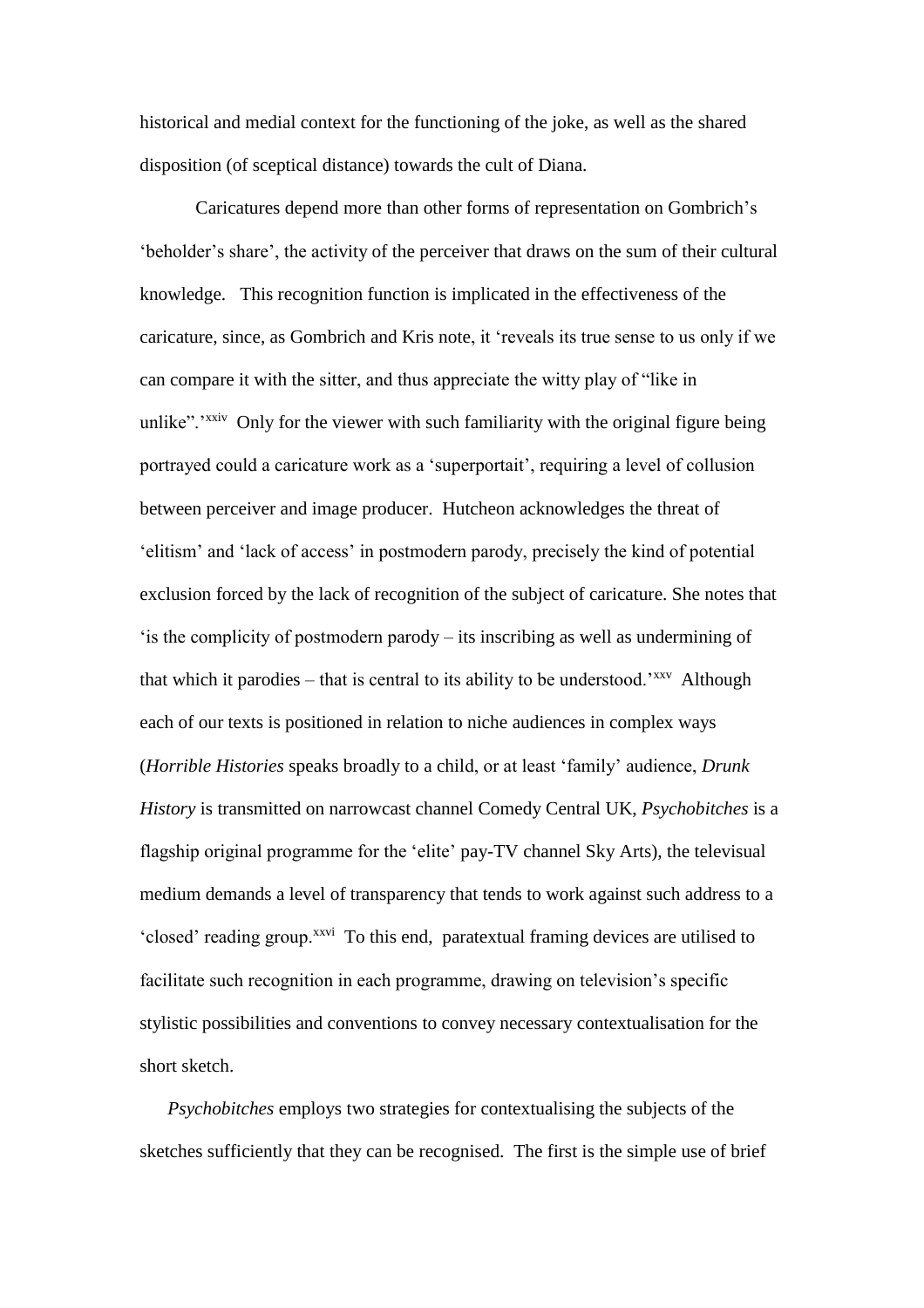historical and medial context for the functioning of the joke, as well as the shared disposition (of sceptical distance) towards the cult of Diana.

Caricatures depend more than other forms of representation on Gombrich's 'beholder's share', the activity of the perceiver that draws on the sum of their cultural knowledge. This recognition function is implicated in the effectiveness of the caricature, since, as Gombrich and Kris note, it 'reveals its true sense to us only if we can compare it with the sitter, and thus appreciate the witty play of "like in unlike".'[xxiv] Only for the viewer with such familiarity with the original figure being portrayed could a caricature work as a 'superportait', requiring a level of collusion between perceiver and image producer. Hutcheon acknowledges the threat of 'elitism' and 'lack of access' in postmodern parody, precisely the kind of potential exclusion forced by the lack of recognition of the subject of caricature. She notes that 'is the complicity of postmodern parody – its inscribing as well as undermining of that which it parodies – that is central to its ability to be understood.'[xxv] Although each of our texts is positioned in relation to niche audiences in complex ways (*Horrible Histories* speaks broadly to a child, or at least 'family' audience, *Drunk History* is transmitted on narrowcast channel Comedy Central UK, *Psychobitches* is a flagship original programme for the 'elite' pay-TV channel Sky Arts), the televisual medium demands a level of transparency that tends to work against such address to a 'closed' reading group.[xxvi] To this end, paratextual framing devices are utilised to facilitate such recognition in each programme, drawing on television's specific stylistic possibilities and conventions to convey necessary contextualisation for the short sketch.

*Psychobitches* employs two strategies for contextualising the subjects of the sketches sufficiently that they can be recognised. The first is the simple use of brief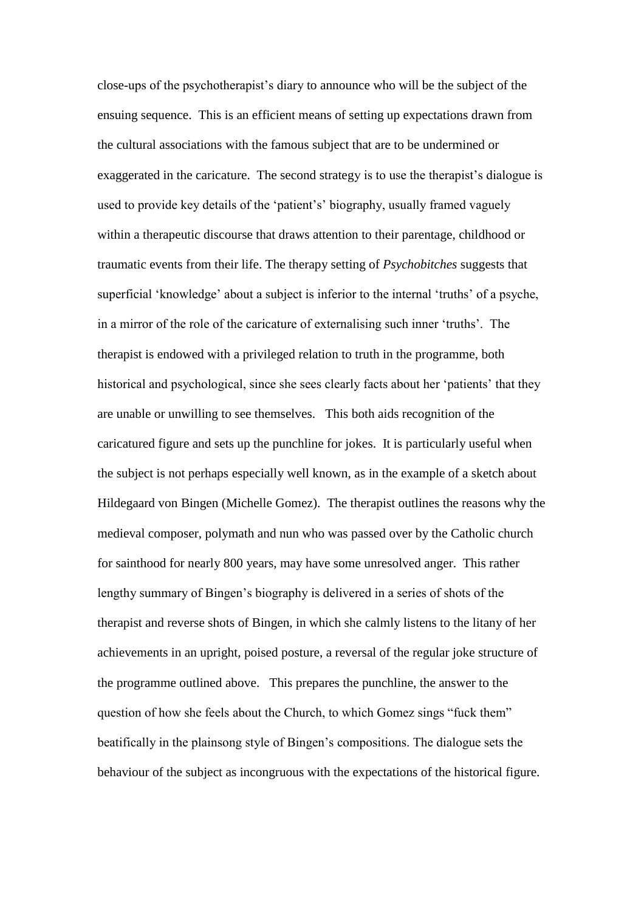close-ups of the psychotherapist's diary to announce who will be the subject of the ensuing sequence. This is an efficient means of setting up expectations drawn from the cultural associations with the famous subject that are to be undermined or exaggerated in the caricature. The second strategy is to use the therapist's dialogue is used to provide key details of the 'patient's' biography, usually framed vaguely within a therapeutic discourse that draws attention to their parentage, childhood or traumatic events from their life. The therapy setting of *Psychobitches* suggests that superficial 'knowledge' about a subject is inferior to the internal 'truths' of a psyche, in a mirror of the role of the caricature of externalising such inner 'truths'. The therapist is endowed with a privileged relation to truth in the programme, both historical and psychological, since she sees clearly facts about her 'patients' that they are unable or unwilling to see themselves. This both aids recognition of the caricatured figure and sets up the punchline for jokes. It is particularly useful when the subject is not perhaps especially well known, as in the example of a sketch about Hildegaard von Bingen (Michelle Gomez). The therapist outlines the reasons why the medieval composer, polymath and nun who was passed over by the Catholic church for sainthood for nearly 800 years, may have some unresolved anger. This rather lengthy summary of Bingen's biography is delivered in a series of shots of the therapist and reverse shots of Bingen, in which she calmly listens to the litany of her achievements in an upright, poised posture, a reversal of the regular joke structure of the programme outlined above. This prepares the punchline, the answer to the question of how she feels about the Church, to which Gomez sings "fuck them" beatifically in the plainsong style of Bingen's compositions. The dialogue sets the behaviour of the subject as incongruous with the expectations of the historical figure.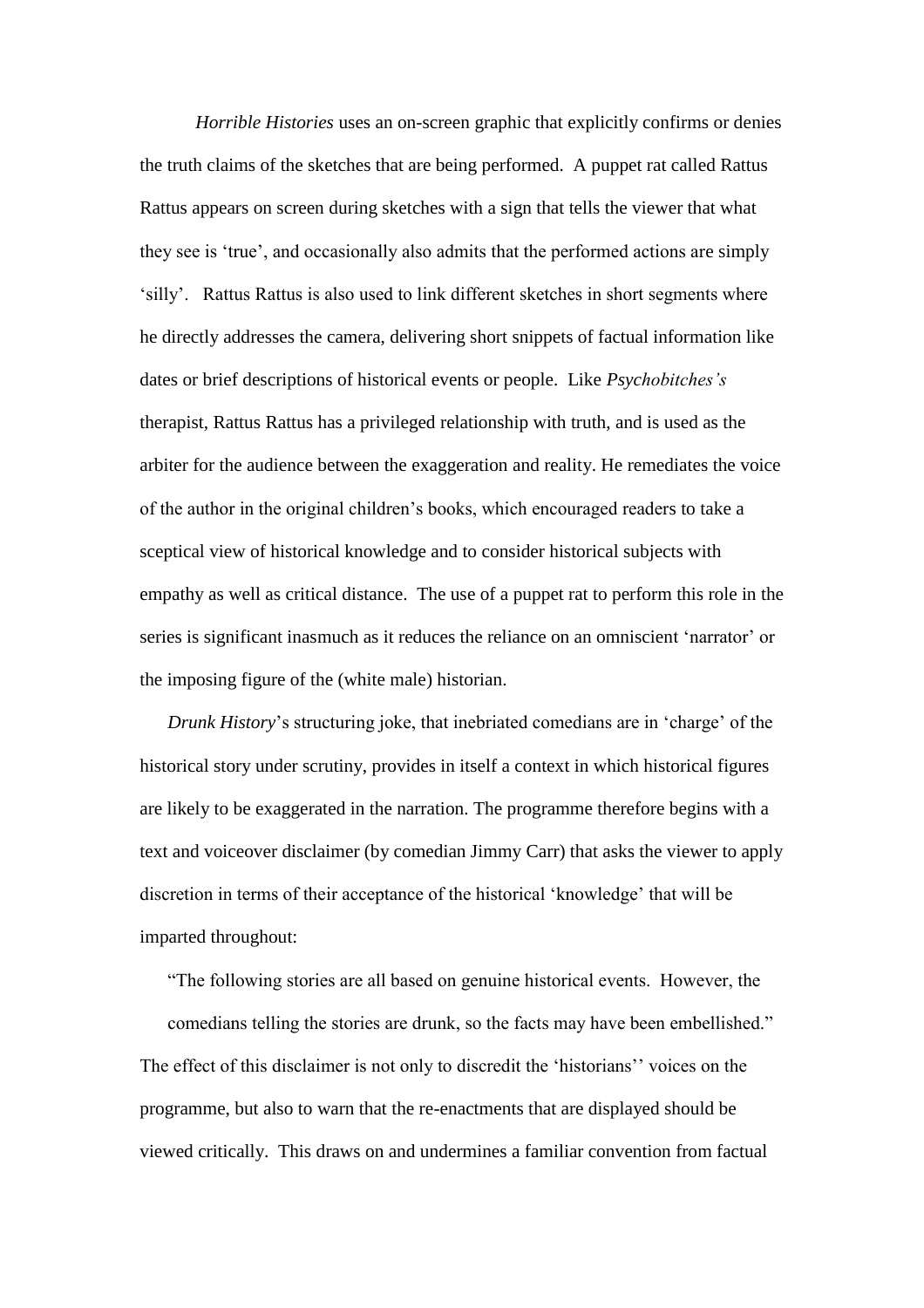*Horrible Histories* uses an on-screen graphic that explicitly confirms or denies the truth claims of the sketches that are being performed. A puppet rat called Rattus Rattus appears on screen during sketches with a sign that tells the viewer that what they see is 'true', and occasionally also admits that the performed actions are simply 'silly'. Rattus Rattus is also used to link different sketches in short segments where he directly addresses the camera, delivering short snippets of factual information like dates or brief descriptions of historical events or people. Like *Psychobitches's* therapist, Rattus Rattus has a privileged relationship with truth, and is used as the arbiter for the audience between the exaggeration and reality. He remediates the voice of the author in the original children's books, which encouraged readers to take a sceptical view of historical knowledge and to consider historical subjects with empathy as well as critical distance. The use of a puppet rat to perform this role in the series is significant inasmuch as it reduces the reliance on an omniscient 'narrator' or the imposing figure of the (white male) historian.

*Drunk History*'s structuring joke, that inebriated comedians are in 'charge' of the historical story under scrutiny, provides in itself a context in which historical figures are likely to be exaggerated in the narration. The programme therefore begins with a text and voiceover disclaimer (by comedian Jimmy Carr) that asks the viewer to apply discretion in terms of their acceptance of the historical 'knowledge' that will be imparted throughout:

> "The following stories are all based on genuine historical events. However, the comedians telling the stories are drunk, so the facts may have been embellished."

The effect of this disclaimer is not only to discredit the 'historians'' voices on the programme, but also to warn that the re-enactments that are displayed should be viewed critically. This draws on and undermines a familiar convention from factual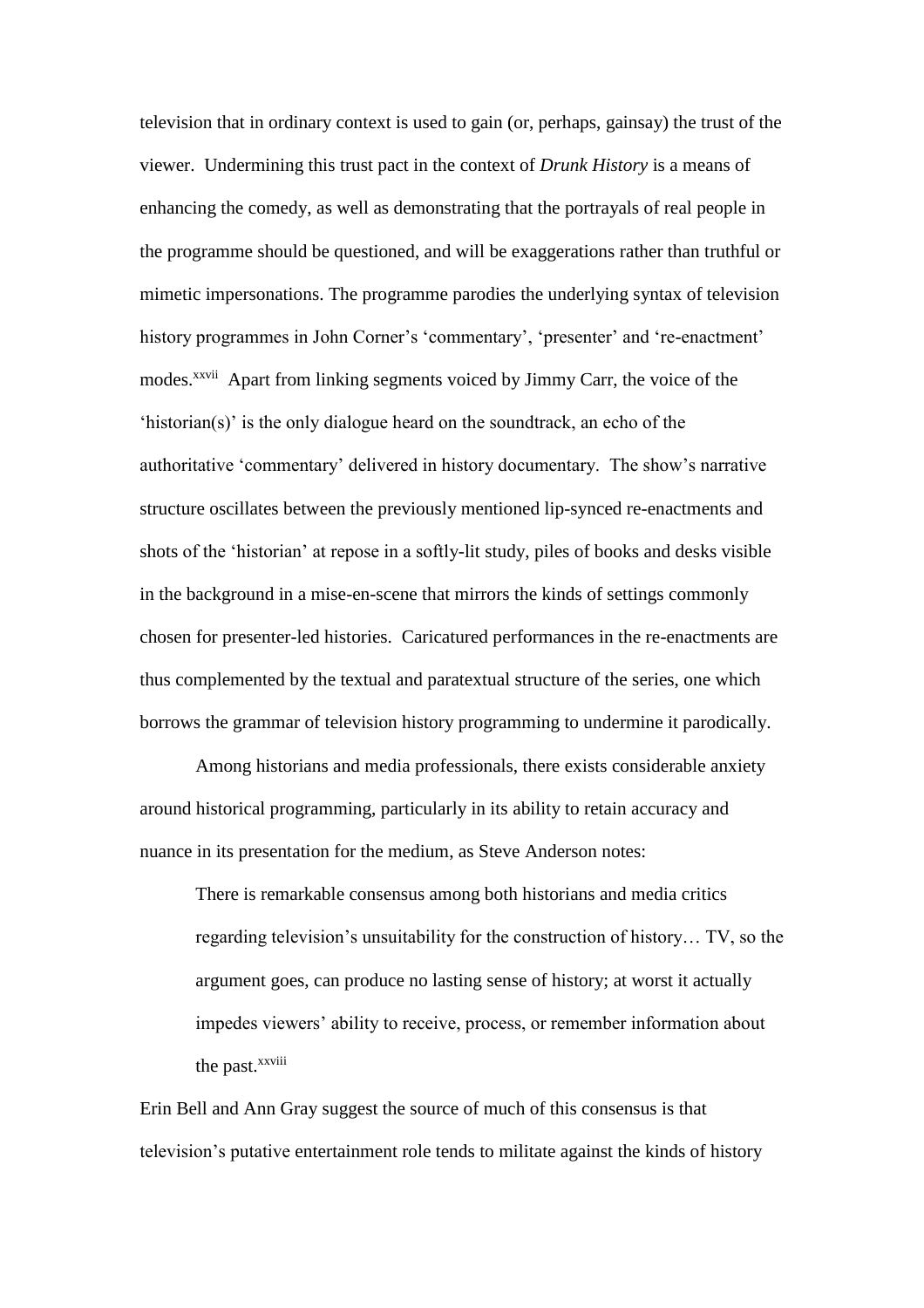television that in ordinary context is used to gain (or, perhaps, gainsay) the trust of the viewer. Undermining this trust pact in the context of *Drunk History* is a means of enhancing the comedy, as well as demonstrating that the portrayals of real people in the programme should be questioned, and will be exaggerations rather than truthful or mimetic impersonations. The programme parodies the underlying syntax of television history programmes in John Corner's 'commentary', 'presenter' and 're-enactment' modes.[xxvii] Apart from linking segments voiced by Jimmy Carr, the voice of the 'historian(s)' is the only dialogue heard on the soundtrack, an echo of the authoritative 'commentary' delivered in history documentary. The show's narrative structure oscillates between the previously mentioned lip-synced re-enactments and shots of the 'historian' at repose in a softly-lit study, piles of books and desks visible in the background in a mise-en-scene that mirrors the kinds of settings commonly chosen for presenter-led histories. Caricatured performances in the re-enactments are thus complemented by the textual and paratextual structure of the series, one which borrows the grammar of television history programming to undermine it parodically.

Among historians and media professionals, there exists considerable anxiety around historical programming, particularly in its ability to retain accuracy and nuance in its presentation for the medium, as Steve Anderson notes:

> There is remarkable consensus among both historians and media critics regarding television's unsuitability for the construction of history… TV, so the argument goes, can produce no lasting sense of history; at worst it actually impedes viewers' ability to receive, process, or remember information about the past.[xxviii]

Erin Bell and Ann Gray suggest the source of much of this consensus is that television's putative entertainment role tends to militate against the kinds of history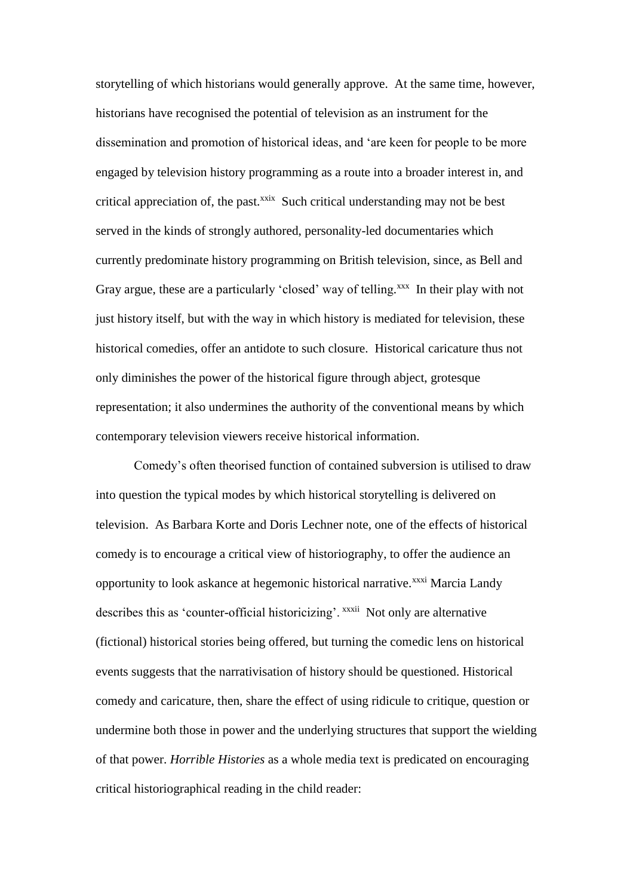storytelling of which historians would generally approve. At the same time, however, historians have recognised the potential of television as an instrument for the dissemination and promotion of historical ideas, and 'are keen for people to be more engaged by television history programming as a route into a broader interest in, and critical appreciation of, the past.[xxix] Such critical understanding may not be best served in the kinds of strongly authored, personality-led documentaries which currently predominate history programming on British television, since, as Bell and Gray argue, these are a particularly 'closed' way of telling.[xxx] In their play with not just history itself, but with the way in which history is mediated for television, these historical comedies, offer an antidote to such closure. Historical caricature thus not only diminishes the power of the historical figure through abject, grotesque representation; it also undermines the authority of the conventional means by which contemporary television viewers receive historical information.

Comedy's often theorised function of contained subversion is utilised to draw into question the typical modes by which historical storytelling is delivered on television. As Barbara Korte and Doris Lechner note, one of the effects of historical comedy is to encourage a critical view of historiography, to offer the audience an opportunity to look askance at hegemonic historical narrative.[xxxi] Marcia Landy describes this as 'counter-official historicizing'.[xxxii] Not only are alternative (fictional) historical stories being offered, but turning the comedic lens on historical events suggests that the narrativisation of history should be questioned. Historical comedy and caricature, then, share the effect of using ridicule to critique, question or undermine both those in power and the underlying structures that support the wielding of that power. *Horrible Histories* as a whole media text is predicated on encouraging critical historiographical reading in the child reader: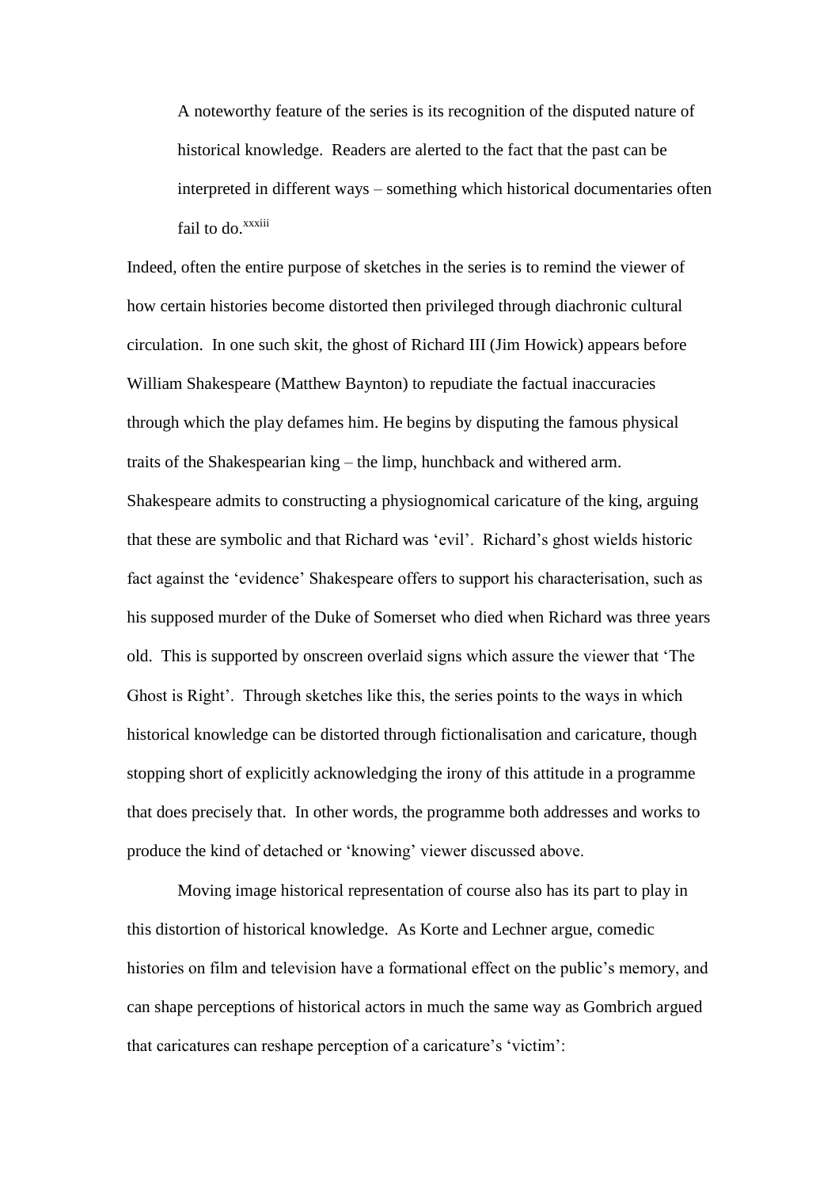> A noteworthy feature of the series is its recognition of the disputed nature of historical knowledge. Readers are alerted to the fact that the past can be interpreted in different ways – something which historical documentaries often fail to do.[xxxiii]

Indeed, often the entire purpose of sketches in the series is to remind the viewer of how certain histories become distorted then privileged through diachronic cultural circulation. In one such skit, the ghost of Richard III (Jim Howick) appears before William Shakespeare (Matthew Baynton) to repudiate the factual inaccuracies through which the play defames him. He begins by disputing the famous physical traits of the Shakespearian king – the limp, hunchback and withered arm. Shakespeare admits to constructing a physiognomical caricature of the king, arguing that these are symbolic and that Richard was 'evil'. Richard's ghost wields historic fact against the 'evidence' Shakespeare offers to support his characterisation, such as his supposed murder of the Duke of Somerset who died when Richard was three years old. This is supported by onscreen overlaid signs which assure the viewer that 'The Ghost is Right'. Through sketches like this, the series points to the ways in which historical knowledge can be distorted through fictionalisation and caricature, though stopping short of explicitly acknowledging the irony of this attitude in a programme that does precisely that. In other words, the programme both addresses and works to produce the kind of detached or 'knowing' viewer discussed above.

Moving image historical representation of course also has its part to play in this distortion of historical knowledge. As Korte and Lechner argue, comedic histories on film and television have a formational effect on the public's memory, and can shape perceptions of historical actors in much the same way as Gombrich argued that caricatures can reshape perception of a caricature's 'victim':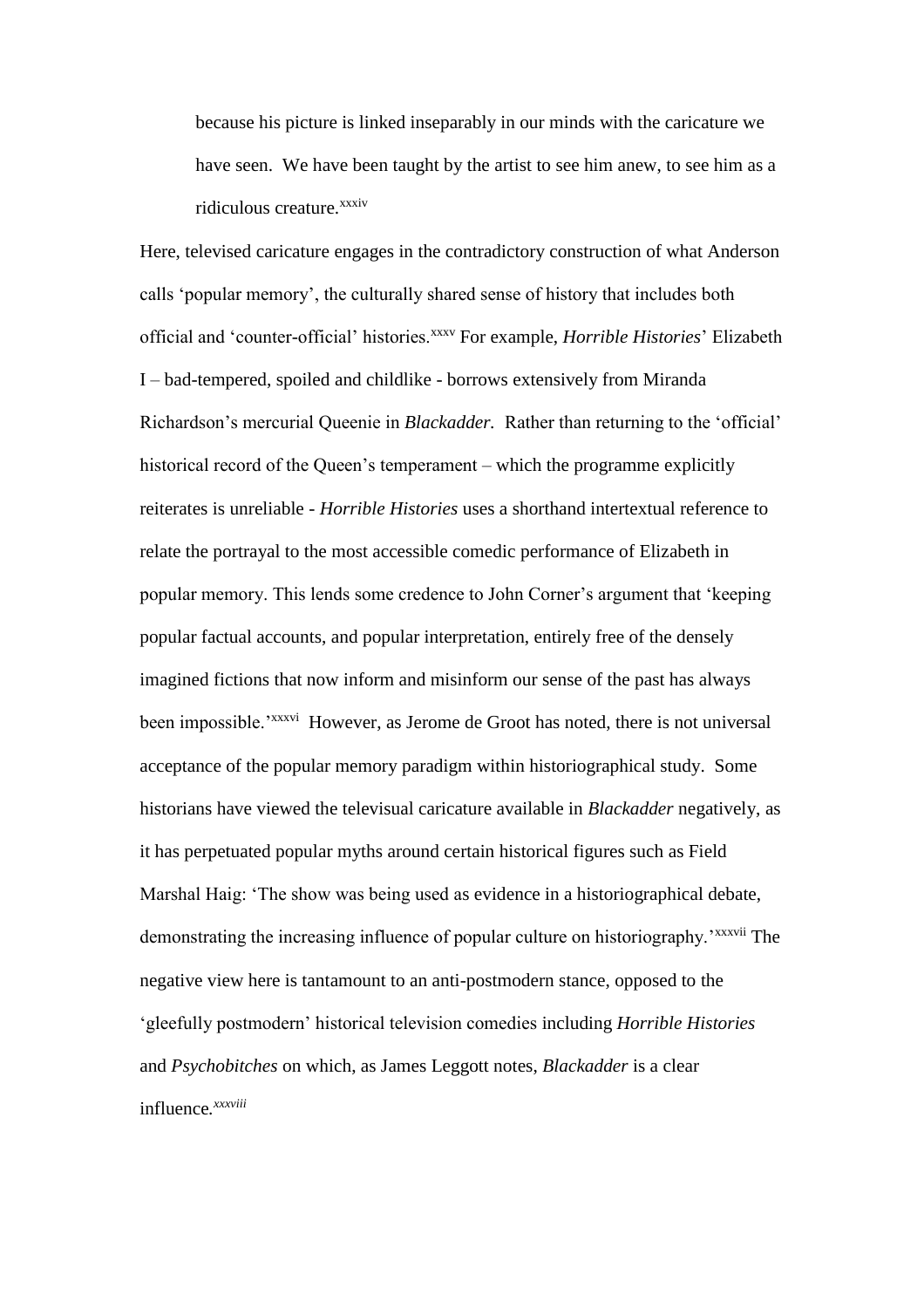> because his picture is linked inseparably in our minds with the caricature we have seen. We have been taught by the artist to see him anew, to see him as a ridiculous creature.[xxxiv]

Here, televised caricature engages in the contradictory construction of what Anderson calls 'popular memory', the culturally shared sense of history that includes both official and 'counter-official' histories.[xxxv] For example, *Horrible Histories*' Elizabeth I – bad-tempered, spoiled and childlike - borrows extensively from Miranda Richardson's mercurial Queenie in *Blackadder.* Rather than returning to the 'official' historical record of the Queen's temperament – which the programme explicitly reiterates is unreliable - *Horrible Histories* uses a shorthand intertextual reference to relate the portrayal to the most accessible comedic performance of Elizabeth in popular memory. This lends some credence to John Corner's argument that 'keeping popular factual accounts, and popular interpretation, entirely free of the densely imagined fictions that now inform and misinform our sense of the past has always been impossible.'[xxxvi] However, as Jerome de Groot has noted, there is not universal acceptance of the popular memory paradigm within historiographical study. Some historians have viewed the televisual caricature available in *Blackadder* negatively, as it has perpetuated popular myths around certain historical figures such as Field Marshal Haig: 'The show was being used as evidence in a historiographical debate, demonstrating the increasing influence of popular culture on historiography.'[xxxvii] The negative view here is tantamount to an anti-postmodern stance, opposed to the 'gleefully postmodern' historical television comedies including *Horrible Histories* and *Psychobitches* on which, as James Leggott notes, *Blackadder* is a clear influence.[xxxviii]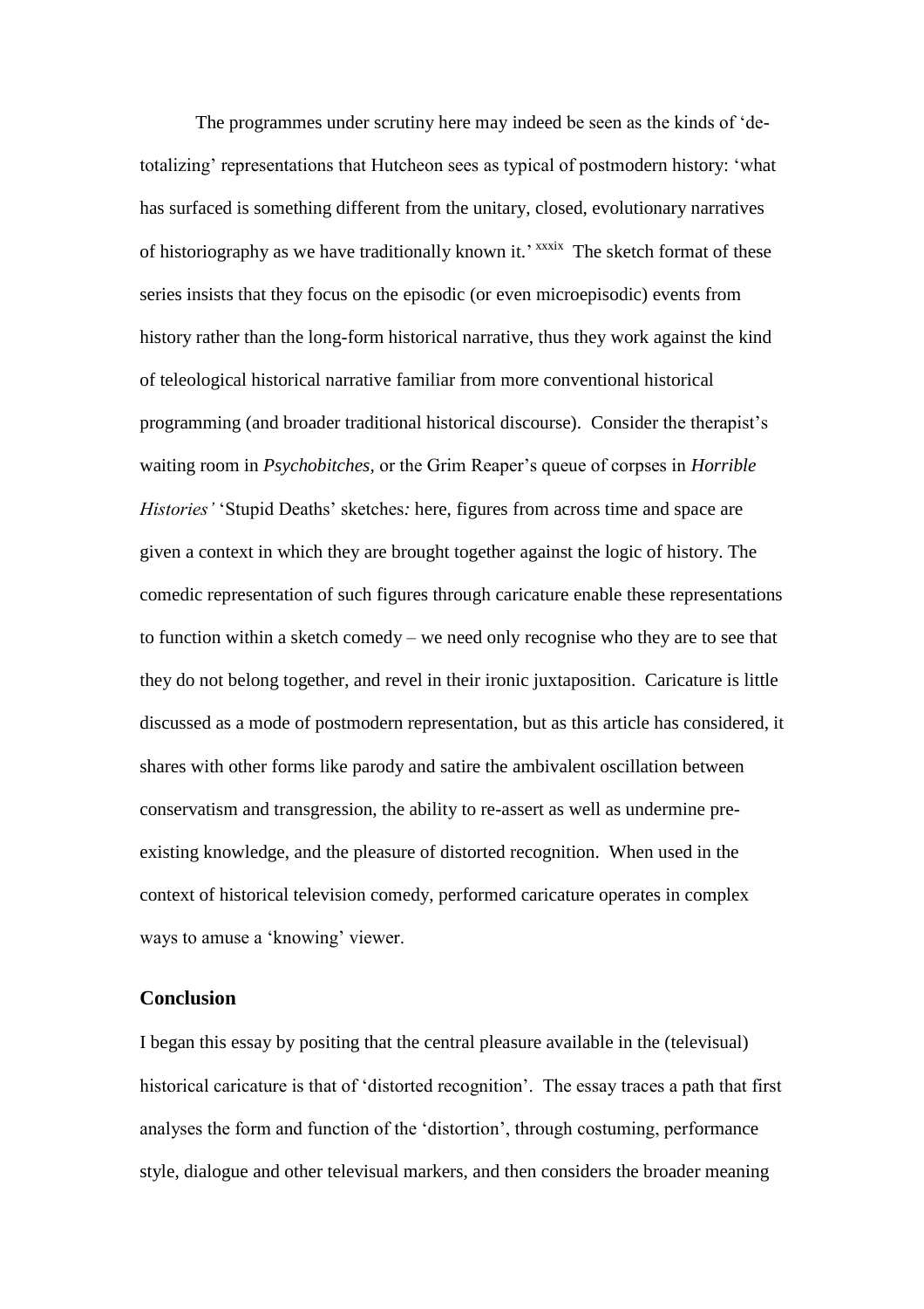The programmes under scrutiny here may indeed be seen as the kinds of 'de-totalizing' representations that Hutcheon sees as typical of postmodern history: 'what has surfaced is something different from the unitary, closed, evolutionary narratives of historiography as we have traditionally known it.' [xxxix] The sketch format of these series insists that they focus on the episodic (or even microepisodic) events from history rather than the long-form historical narrative, thus they work against the kind of teleological historical narrative familiar from more conventional historical programming (and broader traditional historical discourse). Consider the therapist's waiting room in *Psychobitches*, or the Grim Reaper's queue of corpses in *Horrible Histories'* 'Stupid Deaths' sketches*:* here, figures from across time and space are given a context in which they are brought together against the logic of history. The comedic representation of such figures through caricature enable these representations to function within a sketch comedy – we need only recognise who they are to see that they do not belong together, and revel in their ironic juxtaposition. Caricature is little discussed as a mode of postmodern representation, but as this article has considered, it shares with other forms like parody and satire the ambivalent oscillation between conservatism and transgression, the ability to re-assert as well as undermine pre-existing knowledge, and the pleasure of distorted recognition. When used in the context of historical television comedy, performed caricature operates in complex ways to amuse a 'knowing' viewer.

## Conclusion

I began this essay by positing that the central pleasure available in the (televisual) historical caricature is that of 'distorted recognition'. The essay traces a path that first analyses the form and function of the 'distortion', through costuming, performance style, dialogue and other televisual markers, and then considers the broader meaning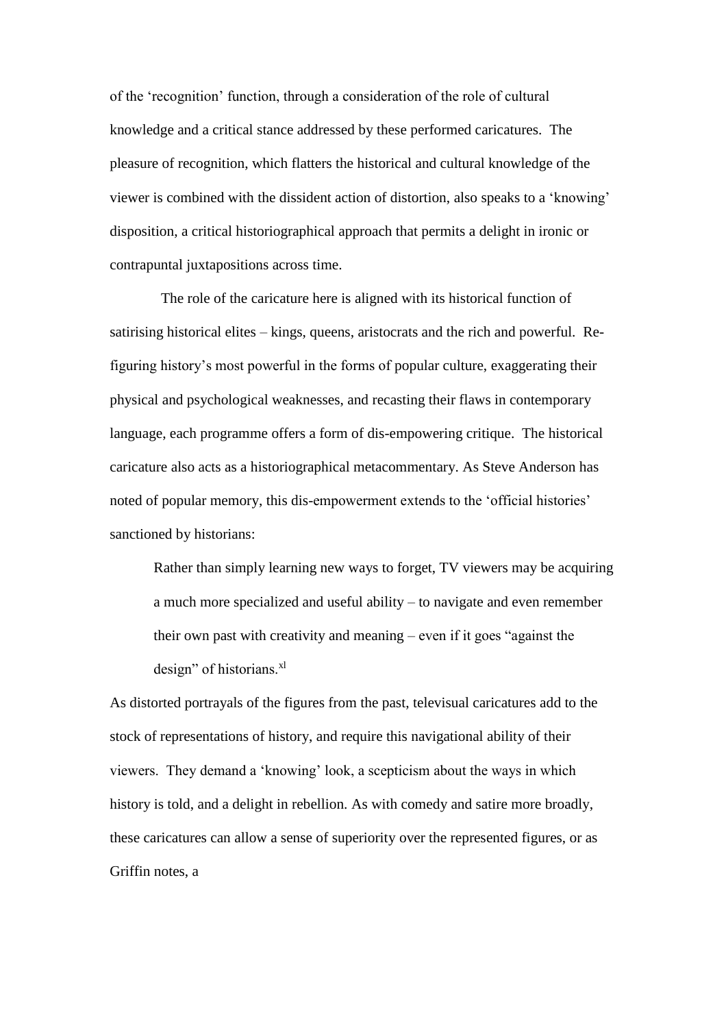of the 'recognition' function, through a consideration of the role of cultural knowledge and a critical stance addressed by these performed caricatures. The pleasure of recognition, which flatters the historical and cultural knowledge of the viewer is combined with the dissident action of distortion, also speaks to a 'knowing' disposition, a critical historiographical approach that permits a delight in ironic or contrapuntal juxtapositions across time.

The role of the caricature here is aligned with its historical function of satirising historical elites – kings, queens, aristocrats and the rich and powerful. Re-figuring history's most powerful in the forms of popular culture, exaggerating their physical and psychological weaknesses, and recasting their flaws in contemporary language, each programme offers a form of dis-empowering critique. The historical caricature also acts as a historiographical metacommentary. As Steve Anderson has noted of popular memory, this dis-empowerment extends to the 'official histories' sanctioned by historians:

> Rather than simply learning new ways to forget, TV viewers may be acquiring a much more specialized and useful ability – to navigate and even remember their own past with creativity and meaning – even if it goes "against the design" of historians.[xl]

As distorted portrayals of the figures from the past, televisual caricatures add to the stock of representations of history, and require this navigational ability of their viewers. They demand a 'knowing' look, a scepticism about the ways in which history is told, and a delight in rebellion. As with comedy and satire more broadly, these caricatures can allow a sense of superiority over the represented figures, or as Griffin notes, a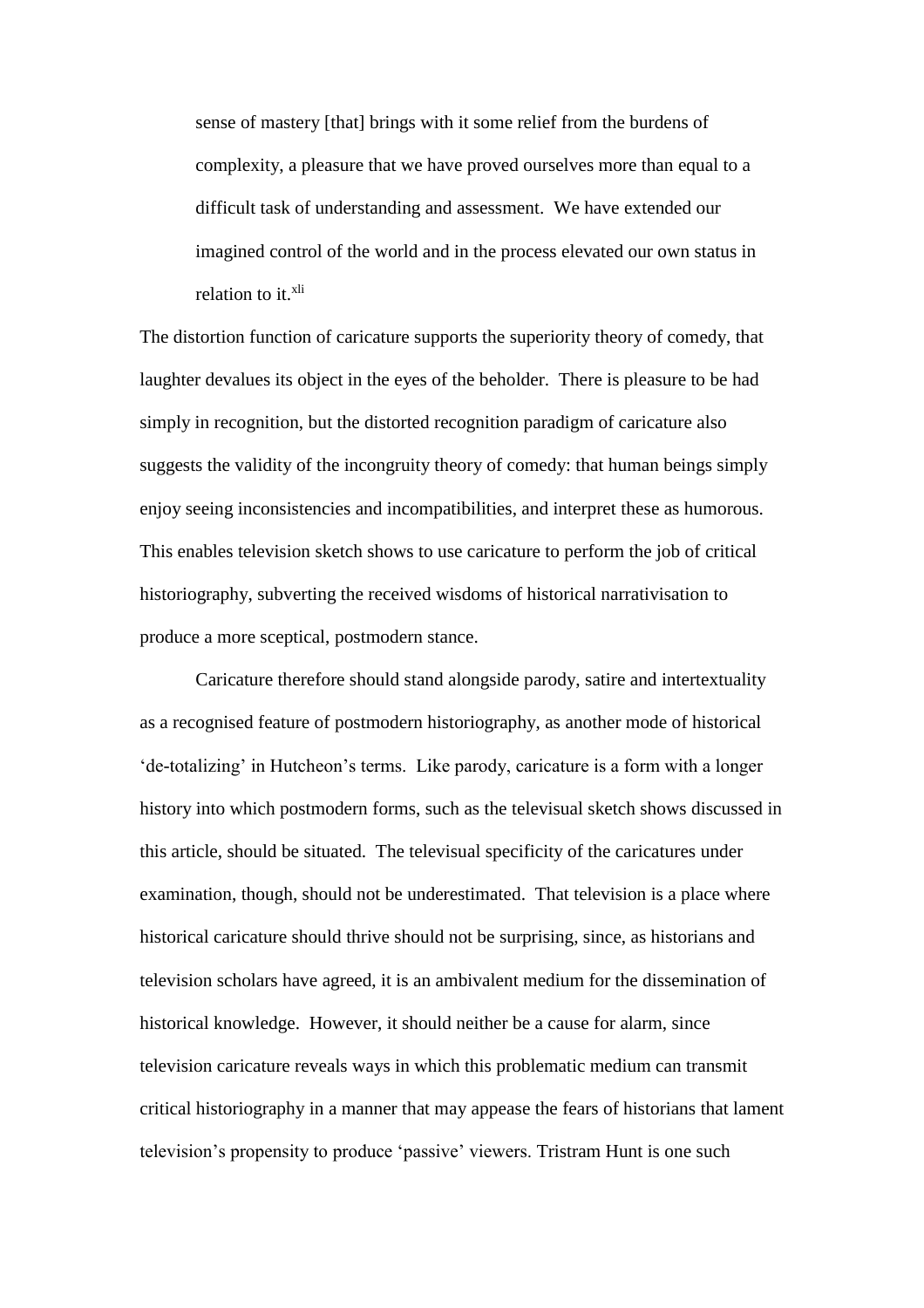> sense of mastery [that] brings with it some relief from the burdens of complexity, a pleasure that we have proved ourselves more than equal to a difficult task of understanding and assessment. We have extended our imagined control of the world and in the process elevated our own status in relation to it.[xli]

The distortion function of caricature supports the superiority theory of comedy, that laughter devalues its object in the eyes of the beholder. There is pleasure to be had simply in recognition, but the distorted recognition paradigm of caricature also suggests the validity of the incongruity theory of comedy: that human beings simply enjoy seeing inconsistencies and incompatibilities, and interpret these as humorous. This enables television sketch shows to use caricature to perform the job of critical historiography, subverting the received wisdoms of historical narrativisation to produce a more sceptical, postmodern stance.

Caricature therefore should stand alongside parody, satire and intertextuality as a recognised feature of postmodern historiography, as another mode of historical 'de-totalizing' in Hutcheon's terms. Like parody, caricature is a form with a longer history into which postmodern forms, such as the televisual sketch shows discussed in this article, should be situated. The televisual specificity of the caricatures under examination, though, should not be underestimated. That television is a place where historical caricature should thrive should not be surprising, since, as historians and television scholars have agreed, it is an ambivalent medium for the dissemination of historical knowledge. However, it should neither be a cause for alarm, since television caricature reveals ways in which this problematic medium can transmit critical historiography in a manner that may appease the fears of historians that lament television's propensity to produce 'passive' viewers. Tristram Hunt is one such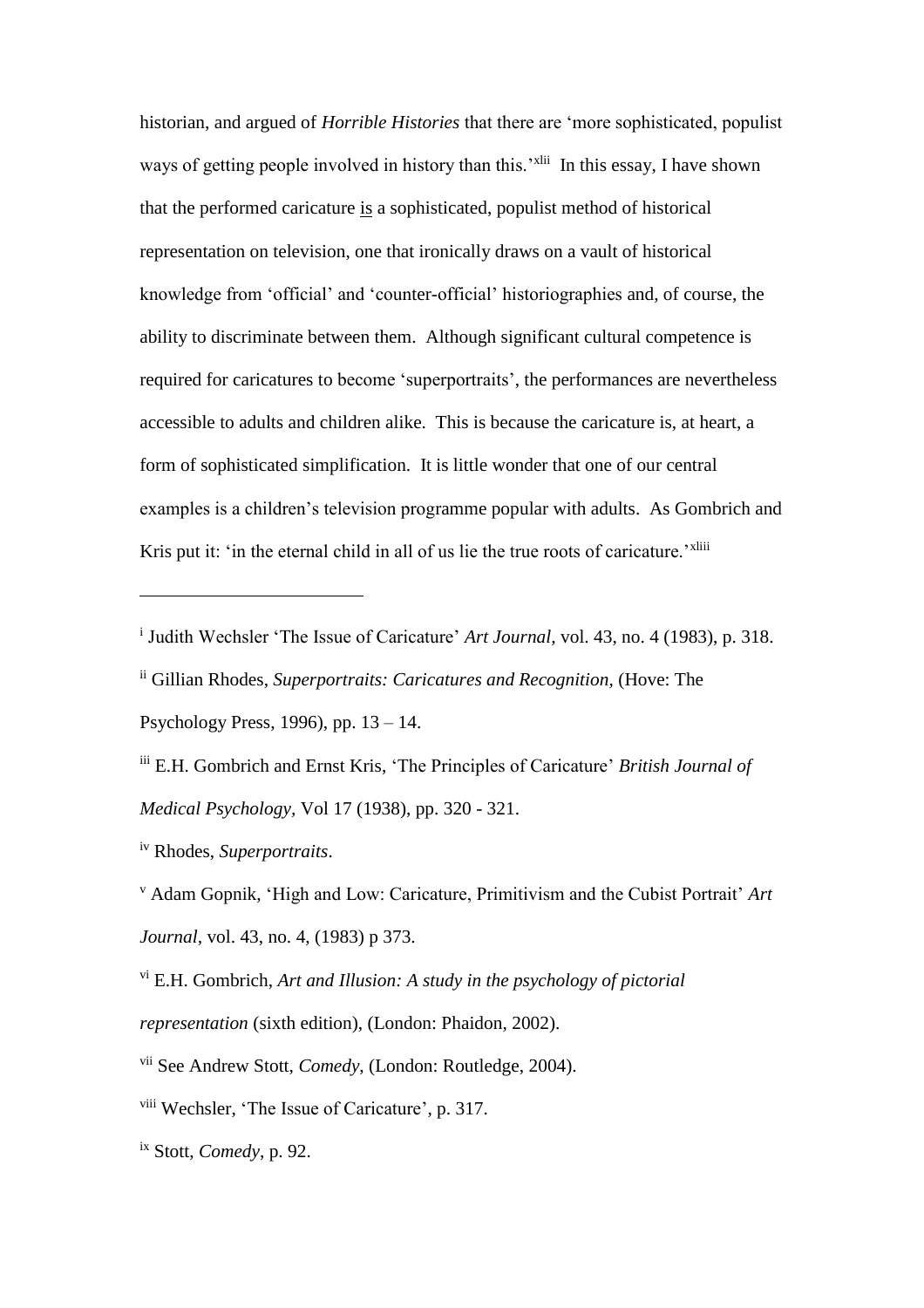historian, and argued of *Horrible Histories* that there are 'more sophisticated, populist ways of getting people involved in history than this.'[xlii] In this essay, I have shown that the performed caricature is a sophisticated, populist method of historical representation on television, one that ironically draws on a vault of historical knowledge from 'official' and 'counter-official' historiographies and, of course, the ability to discriminate between them. Although significant cultural competence is required for caricatures to become 'superportraits', the performances are nevertheless accessible to adults and children alike. This is because the caricature is, at heart, a form of sophisticated simplification. It is little wonder that one of our central examples is a children's television programme popular with adults. As Gombrich and Kris put it: 'in the eternal child in all of us lie the true roots of caricature.'[xliii]

---

[i] Judith Wechsler 'The Issue of Caricature' *Art Journal*, vol. 43, no. 4 (1983), p. 318.

[ii] Gillian Rhodes, *Superportraits: Caricatures and Recognition*, (Hove: The Psychology Press, 1996), pp. 13 – 14.

[iii] E.H. Gombrich and Ernst Kris, 'The Principles of Caricature' *British Journal of Medical Psychology*, Vol 17 (1938), pp. 320 - 321.

[iv] Rhodes, *Superportraits*.

[v] Adam Gopnik, 'High and Low: Caricature, Primitivism and the Cubist Portrait' *Art Journal*, vol. 43, no. 4, (1983) p 373.

[vi] E.H. Gombrich, *Art and Illusion: A study in the psychology of pictorial representation* (sixth edition), (London: Phaidon, 2002).

[vii] See Andrew Stott, *Comedy*, (London: Routledge, 2004).

[viii] Wechsler, 'The Issue of Caricature', p. 317.

[ix] Stott, *Comedy*, p. 92.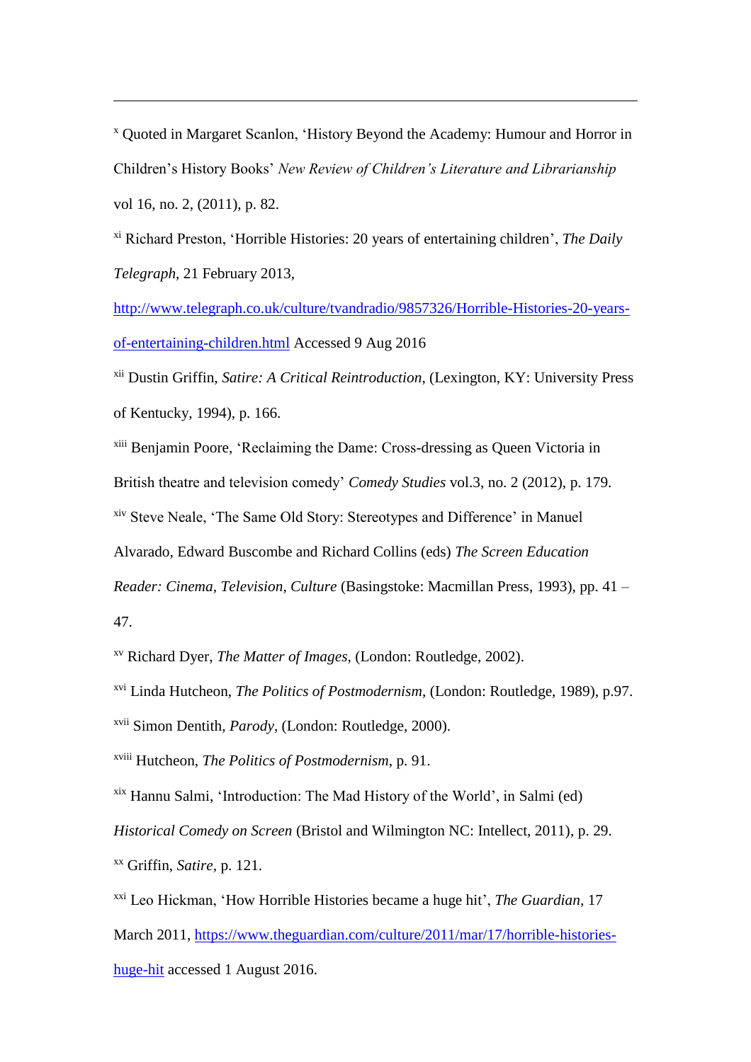---

[x] Quoted in Margaret Scanlon, 'History Beyond the Academy: Humour and Horror in Children's History Books' *New Review of Children's Literature and Librarianship* vol 16, no. 2, (2011), p. 82.

[xi] Richard Preston, 'Horrible Histories: 20 years of entertaining children', *The Daily Telegraph*, 21 February 2013, http://www.telegraph.co.uk/culture/tvandradio/9857326/Horrible-Histories-20-years-of-entertaining-children.html Accessed 9 Aug 2016

[xii] Dustin Griffin, *Satire: A Critical Reintroduction*, (Lexington, KY: University Press of Kentucky, 1994), p. 166.

[xiii] Benjamin Poore, 'Reclaiming the Dame: Cross-dressing as Queen Victoria in British theatre and television comedy' *Comedy Studies* vol.3, no. 2 (2012), p. 179.

[xiv] Steve Neale, 'The Same Old Story: Stereotypes and Difference' in Manuel Alvarado, Edward Buscombe and Richard Collins (eds) *The Screen Education Reader: Cinema, Television, Culture* (Basingstoke: Macmillan Press, 1993), pp. 41 – 47.

[xv] Richard Dyer, *The Matter of Images*, (London: Routledge, 2002).

[xvi] Linda Hutcheon, *The Politics of Postmodernism*, (London: Routledge, 1989), p.97.

[xvii] Simon Dentith, *Parody*, (London: Routledge, 2000).

[xviii] Hutcheon, *The Politics of Postmodernism*, p. 91.

[xix] Hannu Salmi, 'Introduction: The Mad History of the World', in Salmi (ed) *Historical Comedy on Screen* (Bristol and Wilmington NC: Intellect, 2011), p. 29.

[xx] Griffin, *Satire*, p. 121.

[xxi] Leo Hickman, 'How Horrible Histories became a huge hit', *The Guardian*, 17 March 2011, https://www.theguardian.com/culture/2011/mar/17/horrible-histories-huge-hit accessed 1 August 2016.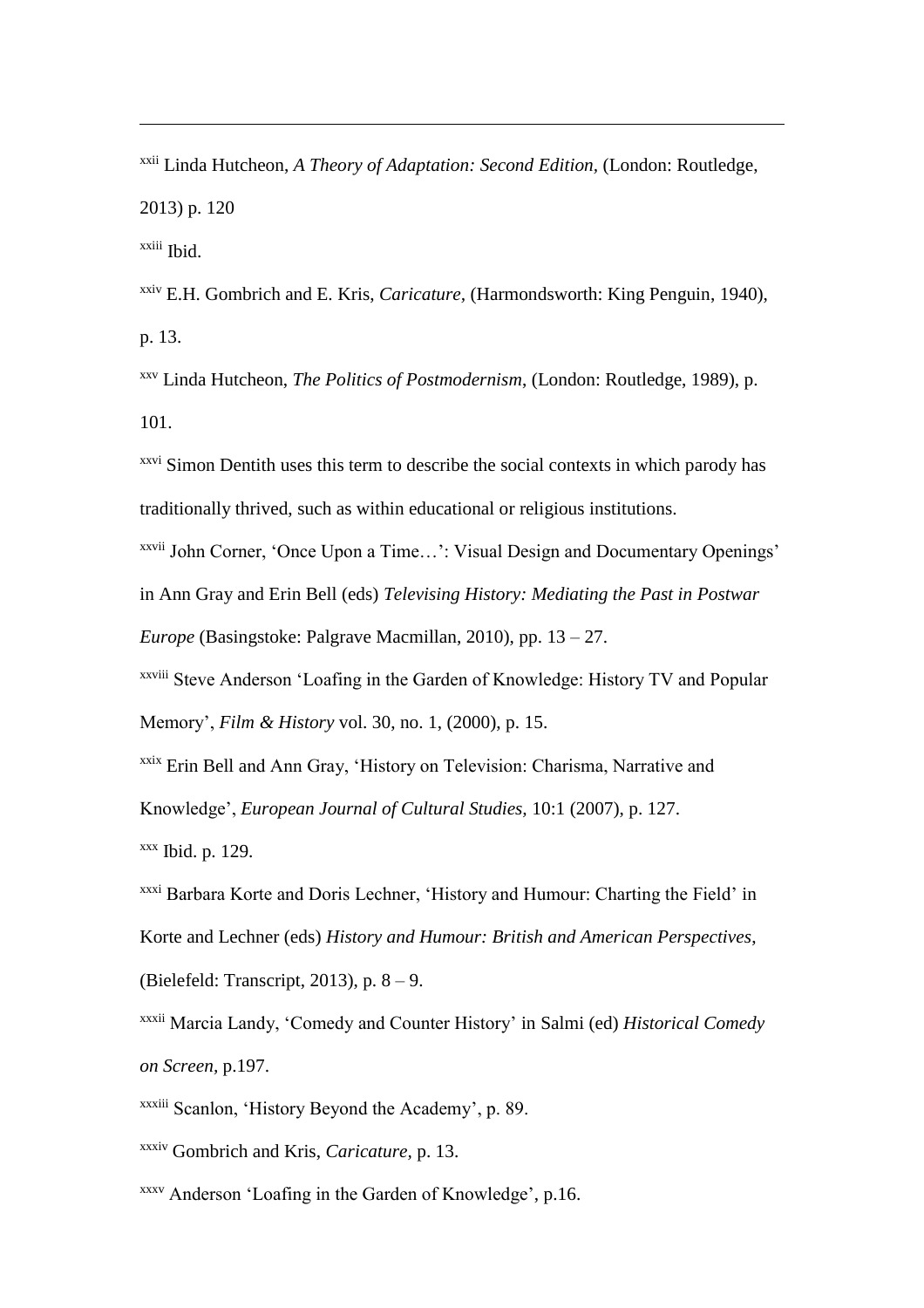[xxii] Linda Hutcheon, *A Theory of Adaptation: Second Edition*, (London: Routledge, 2013) p. 120

[xxiii] Ibid.

[xxiv] E.H. Gombrich and E. Kris, *Caricature,* (Harmondsworth: King Penguin, 1940), p. 13.

[xxv] Linda Hutcheon, *The Politics of Postmodernism*, (London: Routledge, 1989), p. 101.

[xxvi] Simon Dentith uses this term to describe the social contexts in which parody has traditionally thrived, such as within educational or religious institutions.

[xxvii] John Corner, 'Once Upon a Time…': Visual Design and Documentary Openings' in Ann Gray and Erin Bell (eds) *Televising History: Mediating the Past in Postwar Europe* (Basingstoke: Palgrave Macmillan, 2010), pp. 13 – 27.

[xxviii] Steve Anderson 'Loafing in the Garden of Knowledge: History TV and Popular Memory', *Film & History* vol. 30, no. 1, (2000), p. 15.

[xxix] Erin Bell and Ann Gray, 'History on Television: Charisma, Narrative and Knowledge', *European Journal of Cultural Studies*, 10:1 (2007), p. 127.

[xxx] Ibid. p. 129.

[xxxi] Barbara Korte and Doris Lechner, 'History and Humour: Charting the Field' in Korte and Lechner (eds) *History and Humour: British and American Perspectives*, (Bielefeld: Transcript, 2013), p. 8 – 9.

[xxxii] Marcia Landy, 'Comedy and Counter History' in Salmi (ed) *Historical Comedy on Screen,* p.197.

[xxxiii] Scanlon, 'History Beyond the Academy', p. 89.

[xxxiv] Gombrich and Kris, *Caricature,* p. 13.

[xxxv] Anderson 'Loafing in the Garden of Knowledge', p.16.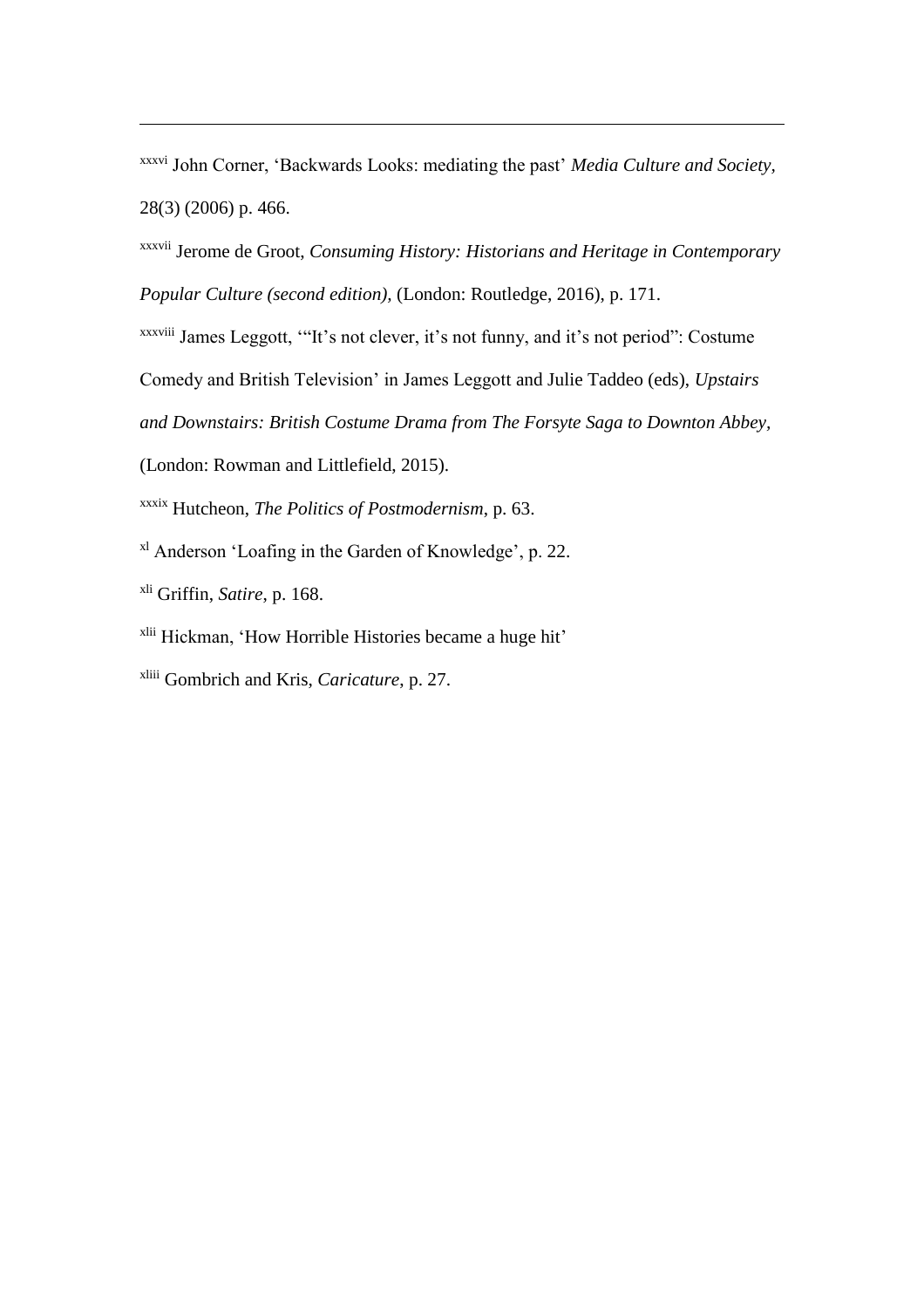---

[xxxvi] John Corner, 'Backwards Looks: mediating the past' *Media Culture and Society,* 28(3) (2006) p. 466.

[xxxvii] Jerome de Groot, *Consuming History: Historians and Heritage in Contemporary Popular Culture (second edition),* (London: Routledge, 2016), p. 171.

[xxxviii] James Leggott, '"It's not clever, it's not funny, and it's not period": Costume Comedy and British Television' in James Leggott and Julie Taddeo (eds), *Upstairs and Downstairs: British Costume Drama from The Forsyte Saga to Downton Abbey,* (London: Rowman and Littlefield, 2015).

[xxxix] Hutcheon, *The Politics of Postmodernism*, p. 63.

[xl] Anderson 'Loafing in the Garden of Knowledge', p. 22.

[xli] Griffin, *Satire*, p. 168.

[xlii] Hickman, 'How Horrible Histories became a huge hit'

[xliii] Gombrich and Kris, *Caricature*, p. 27.